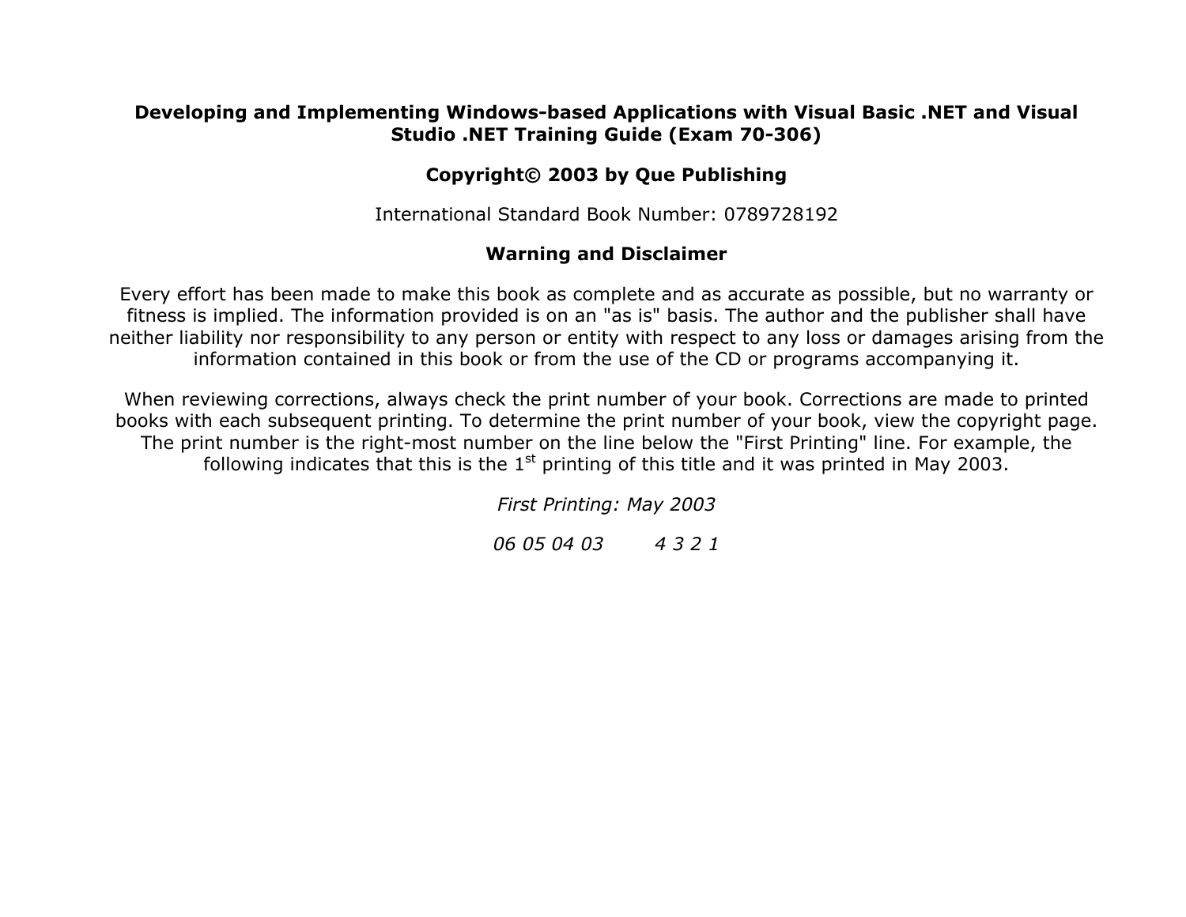**Developing and Implementing Windows-based Applications with Visual Basic .NET and Visual Studio .NET Training Guide (Exam 70-306)**

**Copyright© 2003 by Que Publishing**

International Standard Book Number: 0789728192

**Warning and Disclaimer**

Every effort has been made to make this book as complete and as accurate as possible, but no warranty or fitness is implied. The information provided is on an "as is" basis. The author and the publisher shall have neither liability nor responsibility to any person or entity with respect to any loss or damages arising from the information contained in this book or from the use of the CD or programs accompanying it.

When reviewing corrections, always check the print number of your book. Corrections are made to printed books with each subsequent printing. To determine the print number of your book, view the copyright page. The print number is the right-most number on the line below the "First Printing" line. For example, the following indicates that this is the 1st printing of this title and it was printed in May 2003.

*First Printing: May 2003*

*06 05 04 03        4 3 2 1*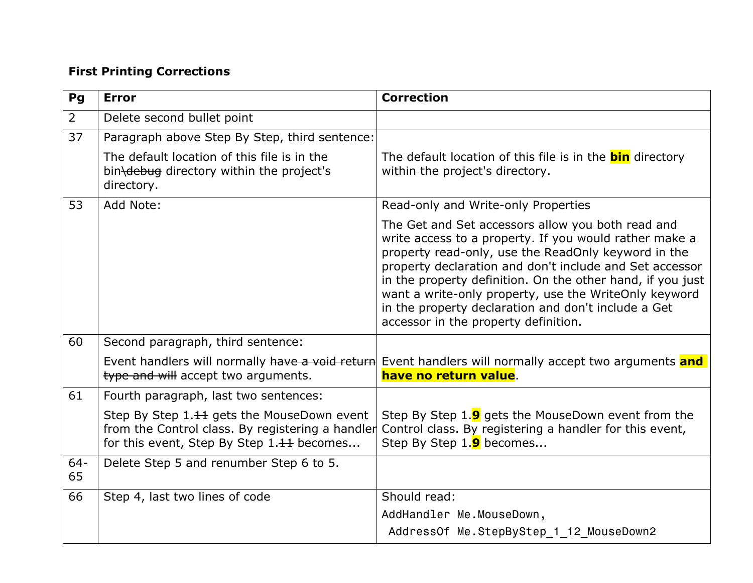**First Printing Corrections**

| Pg | Error | Correction |
|---|---|---|
| 2 | Delete second bullet point | |
| 37 | Paragraph above Step By Step, third sentence:<br><br>The default location of this file is in the bin~~\debug~~ directory within the project's directory. | The default location of this file is in the **bin** directory within the project's directory. |
| 53 | Add Note: | Read-only and Write-only Properties<br><br>The Get and Set accessors allow you both read and write access to a property. If you would rather make a property read-only, use the ReadOnly keyword in the property declaration and don't include and Set accessor in the property definition. On the other hand, if you just want a write-only property, use the WriteOnly keyword in the property declaration and don't include a Get accessor in the property definition. |
| 60 | Second paragraph, third sentence:<br><br>Event handlers will normally ~~have a void return type and will~~ accept two arguments. | Event handlers will normally accept two arguments **and have no return value**. |
| 61 | Fourth paragraph, last two sentences:<br><br>Step By Step 1.~~11~~ gets the MouseDown event from the Control class. By registering a handler for this event, Step By Step 1.~~11~~ becomes... | Step By Step 1.**9** gets the MouseDown event from the Control class. By registering a handler for this event, Step By Step 1.**9** becomes... |
| 64-65 | Delete Step 5 and renumber Step 6 to 5. | |
| 66 | Step 4, last two lines of code | Should read:<br>`AddHandler Me.MouseDown,`<br>`AddressOf Me.StepByStep_1_12_MouseDown2` |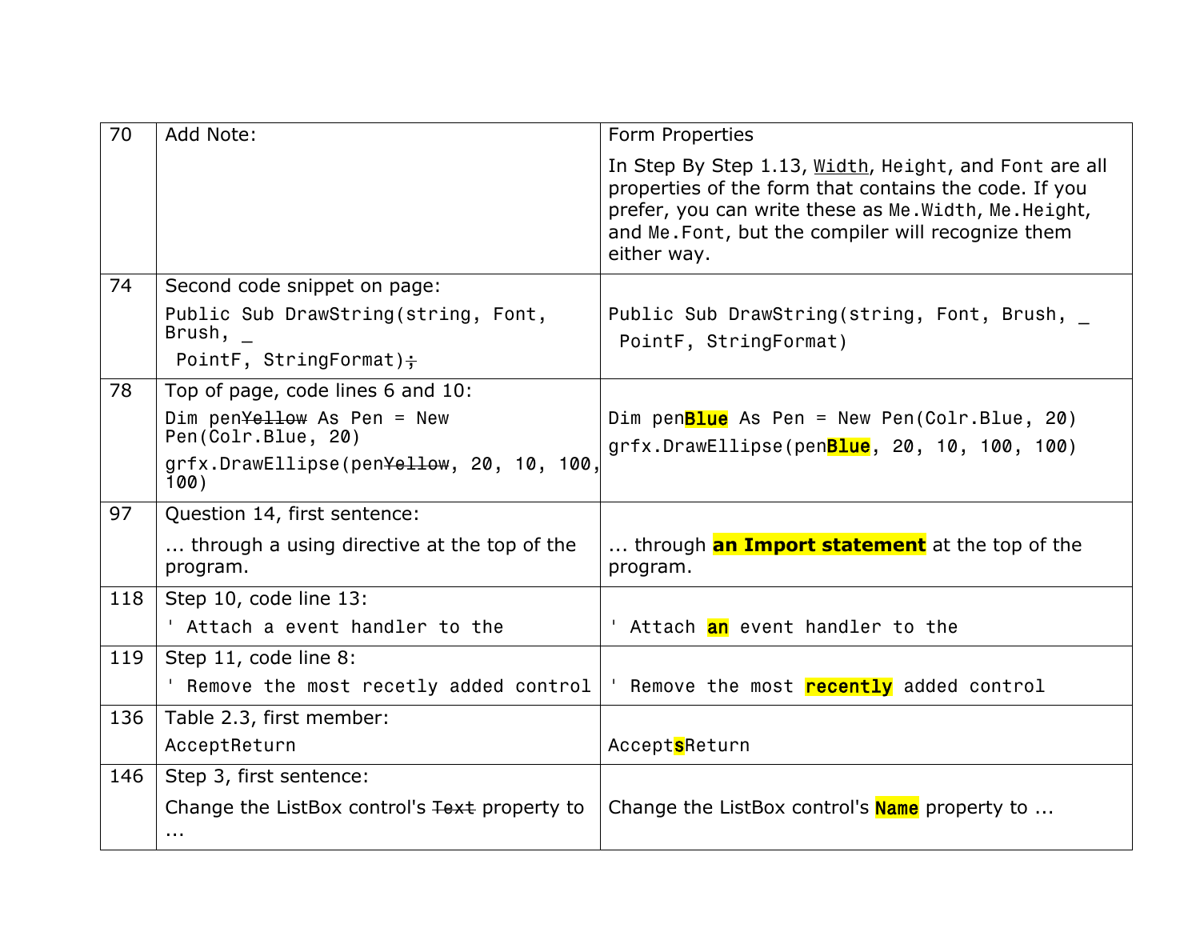| | | |
|---|---|---|
| 70 | Add Note: | Form Properties<br><br>In Step By Step 1.13, <u>Width</u>, Height, and Font are all properties of the form that contains the code. If you prefer, you can write these as Me.Width, Me.Height, and Me.Font, but the compiler will recognize them either way. |
| 74 | Second code snippet on page:<br><br>`Public Sub DrawString(string, Font, Brush, _`<br>` PointF, StringFormat)~~;~~` | `Public Sub DrawString(string, Font, Brush, _`<br>` PointF, StringFormat)` |
| 78 | Top of page, code lines 6 and 10:<br><br>`Dim pen~~Yellow~~ As Pen = New Pen(Colr.Blue, 20)`<br>`grfx.DrawEllipse(pen~~Yellow~~, 20, 10, 100, 100)` | `Dim pen`**`Blue`**` As Pen = New Pen(Colr.Blue, 20)`<br>`grfx.DrawEllipse(pen`**`Blue`**`, 20, 10, 100, 100)` |
| 97 | Question 14, first sentence:<br><br>… through a using directive at the top of the program. | … through **an Import statement** at the top of the program. |
| 118 | Step 10, code line 13:<br><br>`' Attach a event handler to the` | `' Attach `**`an`**` event handler to the` |
| 119 | Step 11, code line 8:<br><br>`' Remove the most recetly added control` | `' Remove the most `**`recently`**` added control` |
| 136 | Table 2.3, first member:<br><br>`AcceptReturn` | `Accept`**`s`**`Return` |
| 146 | Step 3, first sentence:<br><br>Change the ListBox control's ~~Text~~ property to … | Change the ListBox control's **Name** property to … |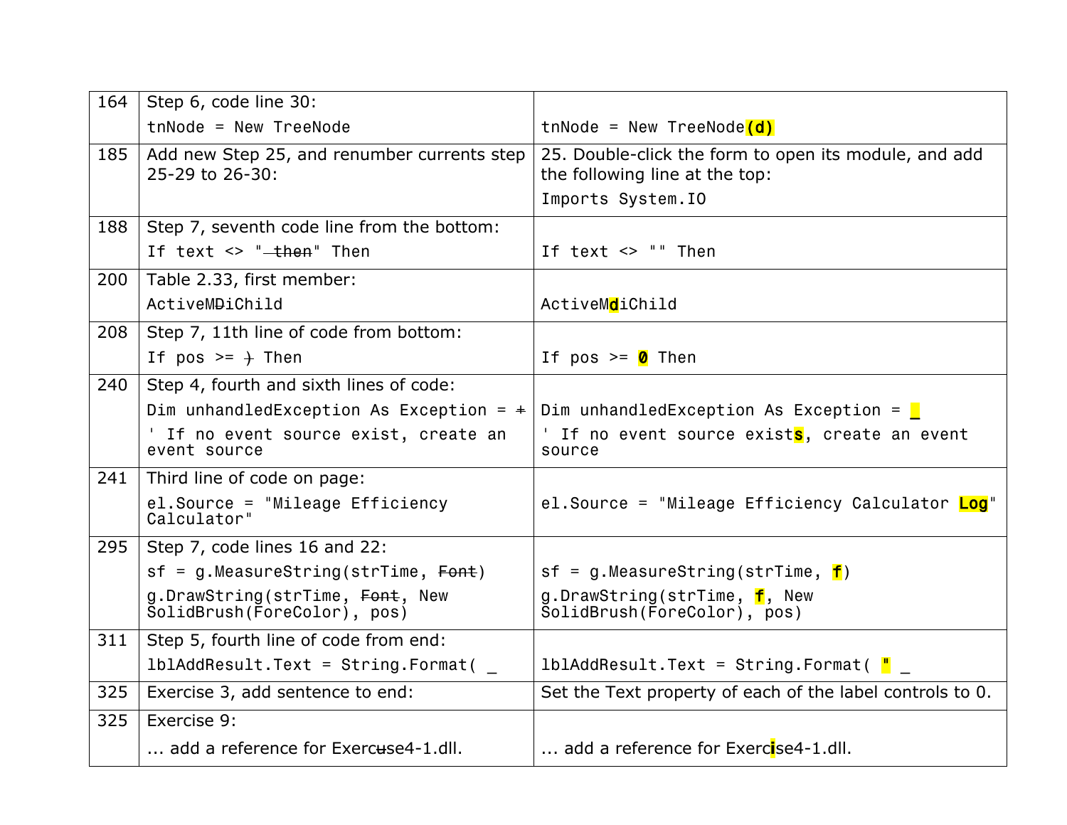| | | |
|---|---|---|
| 164 | Step 6, code line 30:<br>`tnNode = New TreeNode` | `tnNode = New TreeNode(d)` |
| 185 | Add new Step 25, and renumber currents step 25-29 to 26-30: | 25. Double-click the form to open its module, and add the following line at the top:<br>`Imports System.IO` |
| 188 | Step 7, seventh code line from the bottom:<br>`If text <> " then" Then` | `If text <> "" Then` |
| 200 | Table 2.33, first member:<br>`ActiveMDiChild` | `ActiveMdiChild` |
| 208 | Step 7, 11th line of code from bottom:<br>`If pos >= ) Then` | `If pos >= 0 Then` |
| 240 | Step 4, fourth and sixth lines of code:<br>`Dim unhandledException As Exception = +`<br>`' If no event source exist, create an event source` | `Dim unhandledException As Exception = _`<br>`' If no event source exists, create an event source` |
| 241 | Third line of code on page:<br>`el.Source = "Mileage Efficiency Calculator"` | `el.Source = "Mileage Efficiency Calculator Log"` |
| 295 | Step 7, code lines 16 and 22:<br>`sf = g.MeasureString(strTime, Font)`<br>`g.DrawString(strTime, Font, New SolidBrush(ForeColor), pos)` | `sf = g.MeasureString(strTime, f)`<br>`g.DrawString(strTime, f, New SolidBrush(ForeColor), pos)` |
| 311 | Step 5, fourth line of code from end:<br>`lblAddResult.Text = String.Format( _` | `lblAddResult.Text = String.Format( " _` |
| 325 | Exercise 3, add sentence to end: | Set the Text property of each of the label controls to 0. |
| 325 | Exercise 9:<br>… add a reference for Exercuse4-1.dll. | … add a reference for Exercise4-1.dll. |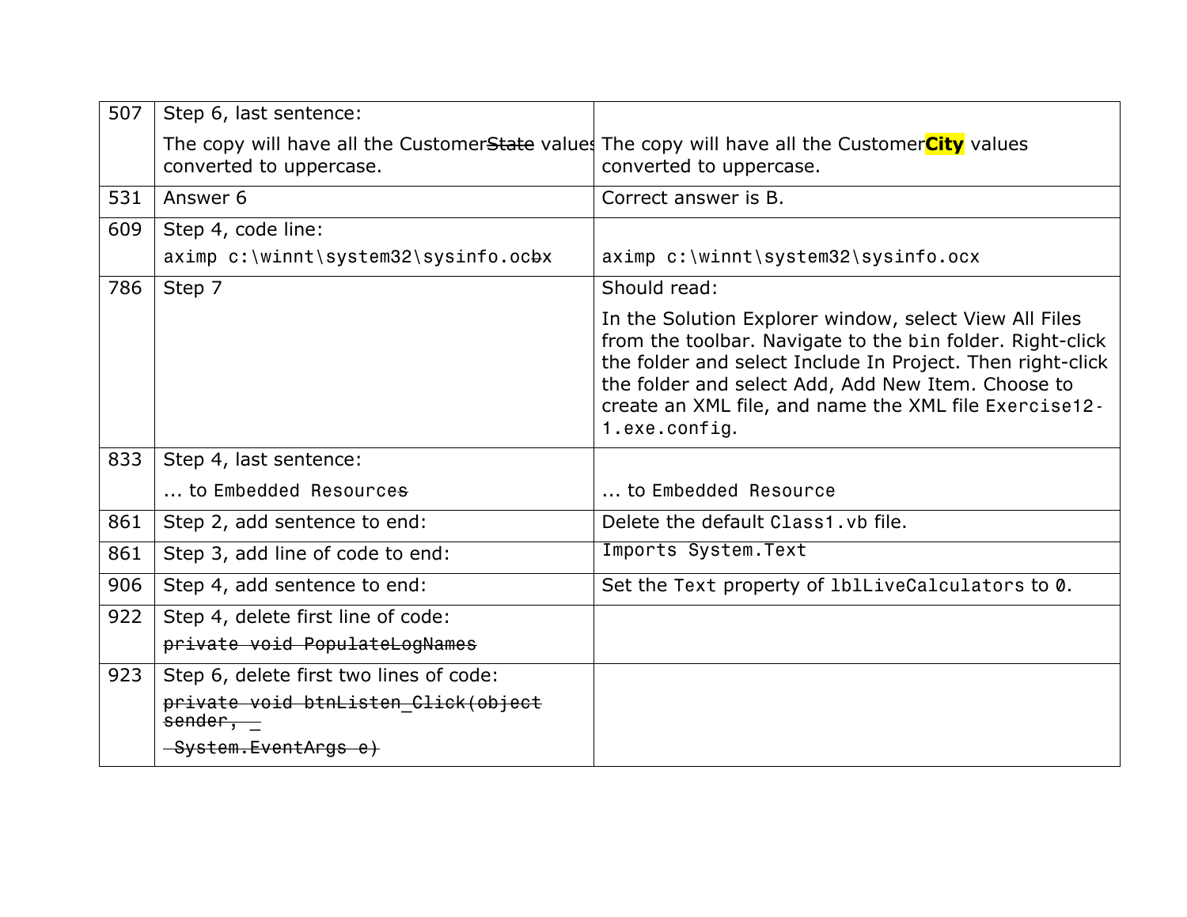| | | |
|---|---|---|
| 507 | Step 6, last sentence:<br><br>The copy will have all the Customer~~State~~ values converted to uppercase. | The copy will have all the Customer**City** values converted to uppercase. |
| 531 | Answer 6 | Correct answer is B. |
| 609 | Step 4, code line:<br><br>`aximp c:\winnt\system32\sysinfo.ocbx` | `aximp c:\winnt\system32\sysinfo.ocx` |
| 786 | Step 7 | Should read:<br><br>In the Solution Explorer window, select View All Files from the toolbar. Navigate to the `bin` folder. Right-click the folder and select Include In Project. Then right-click the folder and select Add, Add New Item. Choose to create an XML file, and name the XML file `Exercise12-1.exe.config`. |
| 833 | Step 4, last sentence:<br><br>… to `Embedded Resources` | … to `Embedded Resource` |
| 861 | Step 2, add sentence to end: | Delete the default `Class1.vb` file. |
| 861 | Step 3, add line of code to end: | `Imports System.Text` |
| 906 | Step 4, add sentence to end: | Set the `Text` property of `lblLiveCalculators` to `0`. |
| 922 | Step 4, delete first line of code:<br><br>~~`private void PopulateLogNames`~~ | |
| 923 | Step 6, delete first two lines of code:<br><br>~~`private void btnListen_Click(object sender, _`~~<br><br>~~`System.EventArgs e)`~~ | |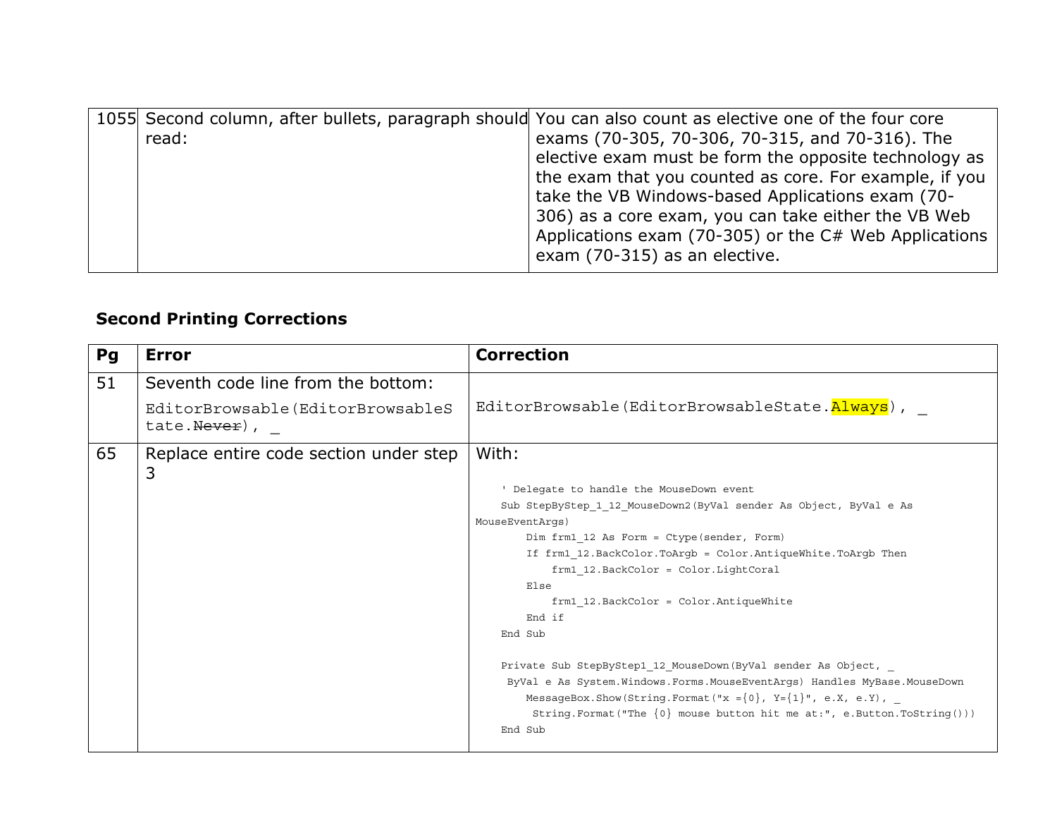| 1055 | Second column, after bullets, paragraph should read: | You can also count as elective one of the four core exams (70-305, 70-306, 70-315, and 70-316). The elective exam must be form the opposite technology as the exam that you counted as core. For example, if you take the VB Windows-based Applications exam (70-306) as a core exam, you can take either the VB Web Applications exam (70-305) or the C# Web Applications exam (70-315) as an elective. |
|---|---|---|

### Second Printing Corrections

| Pg | Error | Correction |
|---|---|---|
| 51 | Seventh code line from the bottom:<br>`EditorBrowsable(EditorBrowsableState.~~Never~~), _` | `EditorBrowsable(EditorBrowsableState.Always), _` |
| 65 | Replace entire code section under step 3 | With: (see code below) |

```
    ' Delegate to handle the MouseDown event
    Sub StepByStep_1_12_MouseDown2(ByVal sender As Object, ByVal e As
MouseEventArgs)
        Dim frm1_12 As Form = Ctype(sender, Form)
        If frm1_12.BackColor.ToArgb = Color.AntiqueWhite.ToArgb Then
            frm1_12.BackColor = Color.LightCoral
        Else
            frm1_12.BackColor = Color.AntiqueWhite
        End if
    End Sub

    Private Sub StepByStep1_12_MouseDown(ByVal sender As Object, _
     ByVal e As System.Windows.Forms.MouseEventArgs) Handles MyBase.MouseDown
        MessageBox.Show(String.Format("x ={0}, Y={1}", e.X, e.Y), _
         String.Format("The {0} mouse button hit me at:", e.Button.ToString()))
    End Sub
```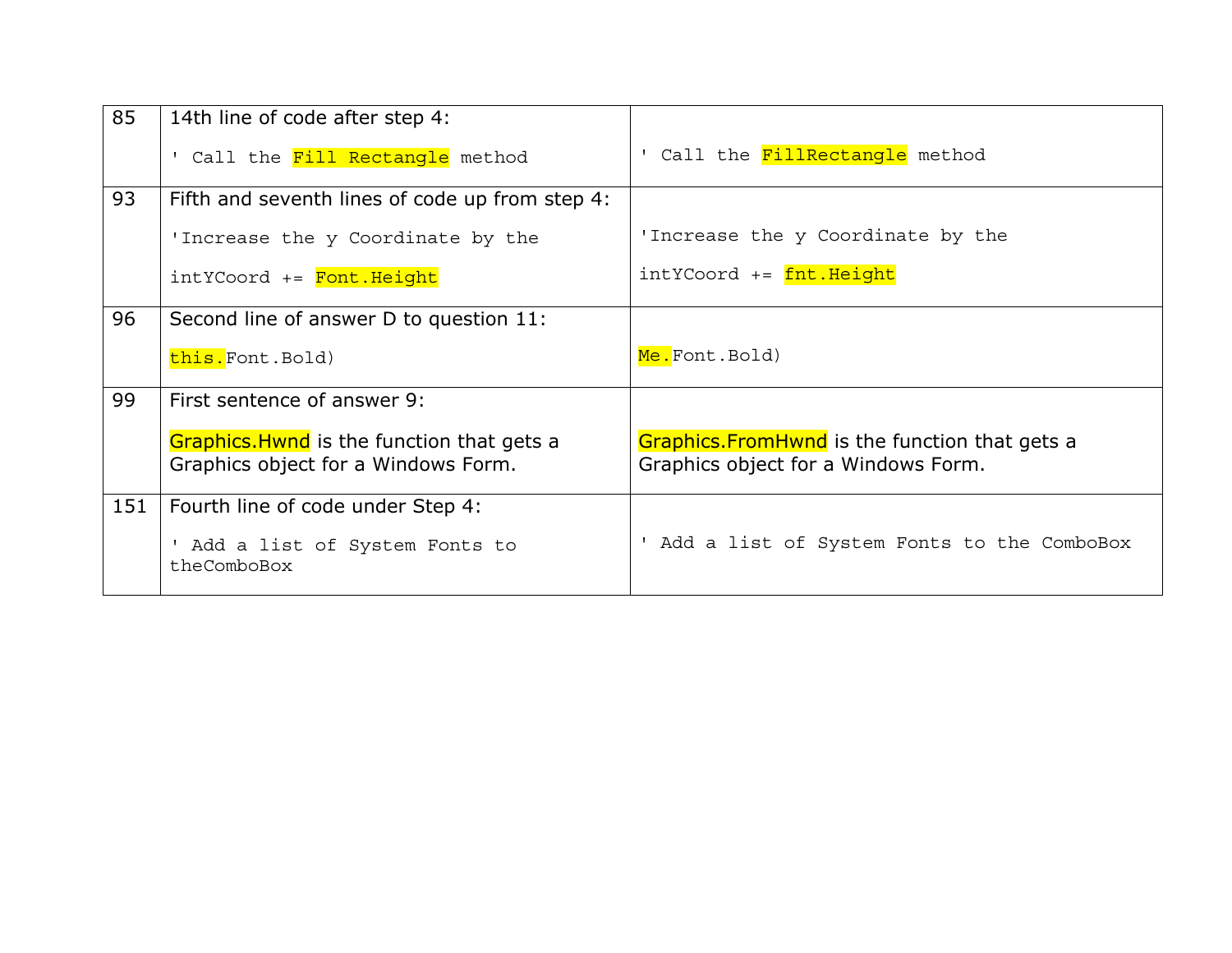| | | |
|---|---|---|
| 85 | 14th line of code after step 4:<br>`' Call the Fill Rectangle method` | `' Call the FillRectangle method` |
| 93 | Fifth and seventh lines of code up from step 4:<br>`'Increase the y Coordinate by the`<br>`intYCoord += Font.Height` | `'Increase the y Coordinate by the`<br>`intYCoord += fnt.Height` |
| 96 | Second line of answer D to question 11:<br>`this.Font.Bold)` | `Me.Font.Bold)` |
| 99 | First sentence of answer 9:<br>Graphics.Hwnd is the function that gets a Graphics object for a Windows Form. | Graphics.FromHwnd is the function that gets a Graphics object for a Windows Form. |
| 151 | Fourth line of code under Step 4:<br>`' Add a list of System Fonts to theComboBox` | `' Add a list of System Fonts to the ComboBox` |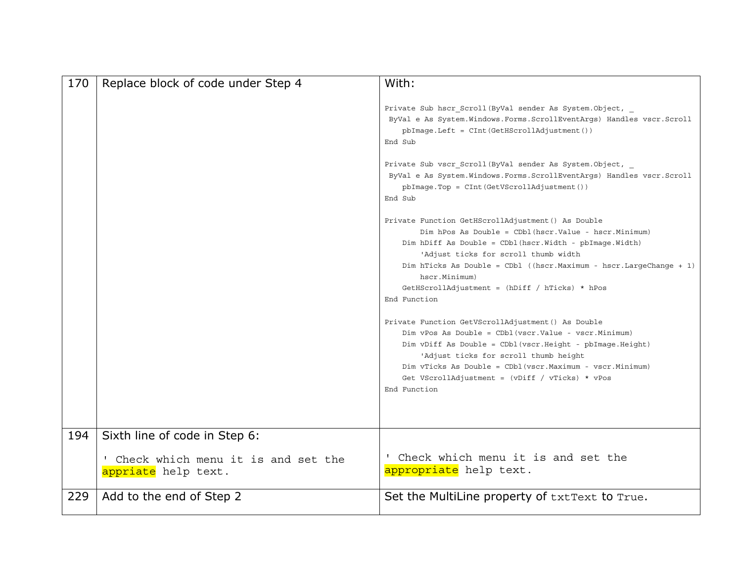| | | |
|---|---|---|
| 170 | Replace block of code under Step 4 | With:<br>`Private Sub hscr_Scroll(ByVal sender As System.Object, _`<br>` ByVal e As System.Windows.Forms.ScrollEventArgs) Handles vscr.Scroll`<br>`    pbImage.Left = CInt(GetHScrollAdjustment())`<br>`End Sub`<br><br>`Private Sub vscr_Scroll(ByVal sender As System.Object, _`<br>` ByVal e As System.Windows.Forms.ScrollEventArgs) Handles vscr.Scroll`<br>`    pbImage.Top = CInt(GetVScrollAdjustment())`<br>`End Sub`<br><br>`Private Function GetHScrollAdjustment() As Double`<br>`        Dim hPos As Double = CDbl(hscr.Value - hscr.Minimum)`<br>`    Dim hDiff As Double = CDbl(hscr.Width - pbImage.Width)`<br>`        'Adjust ticks for scroll thumb width`<br>`    Dim hTicks As Double = CDbl ((hscr.Maximum - hscr.LargeChange + 1)`<br>`        hscr.Minimum)`<br>`    GetHScrollAdjustment = (hDiff / hTicks) * hPos`<br>`End Function`<br><br>`Private Function GetVScrollAdjustment() As Double`<br>`    Dim vPos As Double = CDbl(vscr.Value - vscr.Minimum)`<br>`    Dim vDiff As Double = CDbl(vscr.Height - pbImage.Height)`<br>`        'Adjust ticks for scroll thumb height`<br>`    Dim vTicks As Double = CDbl(vscr.Maximum - vscr.Minimum)`<br>`    Get VScrollAdjustment = (vDiff / vTicks) * vPos`<br>`End Function` |
| 194 | Sixth line of code in Step 6:<br><br>`' Check which menu it is and set the appriate help text.` | `' Check which menu it is and set the appropriate help text.` |
| 229 | Add to the end of Step 2 | Set the MultiLine property of `txtText` to `True`. |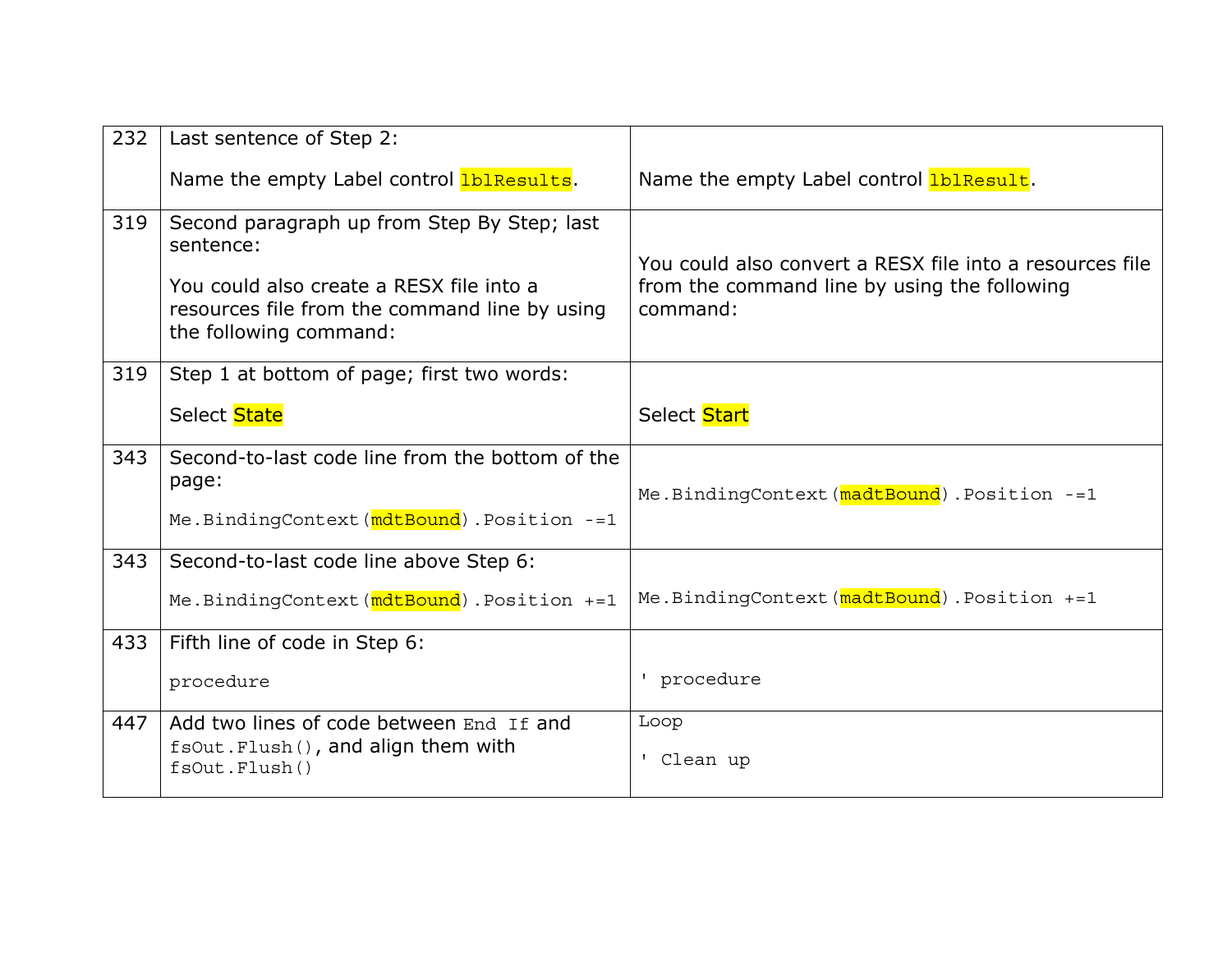| | | |
|---|---|---|
| 232 | Last sentence of Step 2:<br><br>Name the empty Label control `lblResults`. | Name the empty Label control `lblResult`. |
| 319 | Second paragraph up from Step By Step; last sentence:<br><br>You could also create a RESX file into a resources file from the command line by using the following command: | You could also convert a RESX file into a resources file from the command line by using the following command: |
| 319 | Step 1 at bottom of page; first two words:<br><br>Select State | Select Start |
| 343 | Second-to-last code line from the bottom of the page:<br><br>`Me.BindingContext(mdtBound).Position -=1` | `Me.BindingContext(madtBound).Position -=1` |
| 343 | Second-to-last code line above Step 6:<br><br>`Me.BindingContext(mdtBound).Position +=1` | `Me.BindingContext(madtBound).Position +=1` |
| 433 | Fifth line of code in Step 6:<br><br>`procedure` | `' procedure` |
| 447 | Add two lines of code between `End If` and `fsOut.Flush()`, and align them with `fsOut.Flush()` | `Loop`<br><br>`' Clean up` |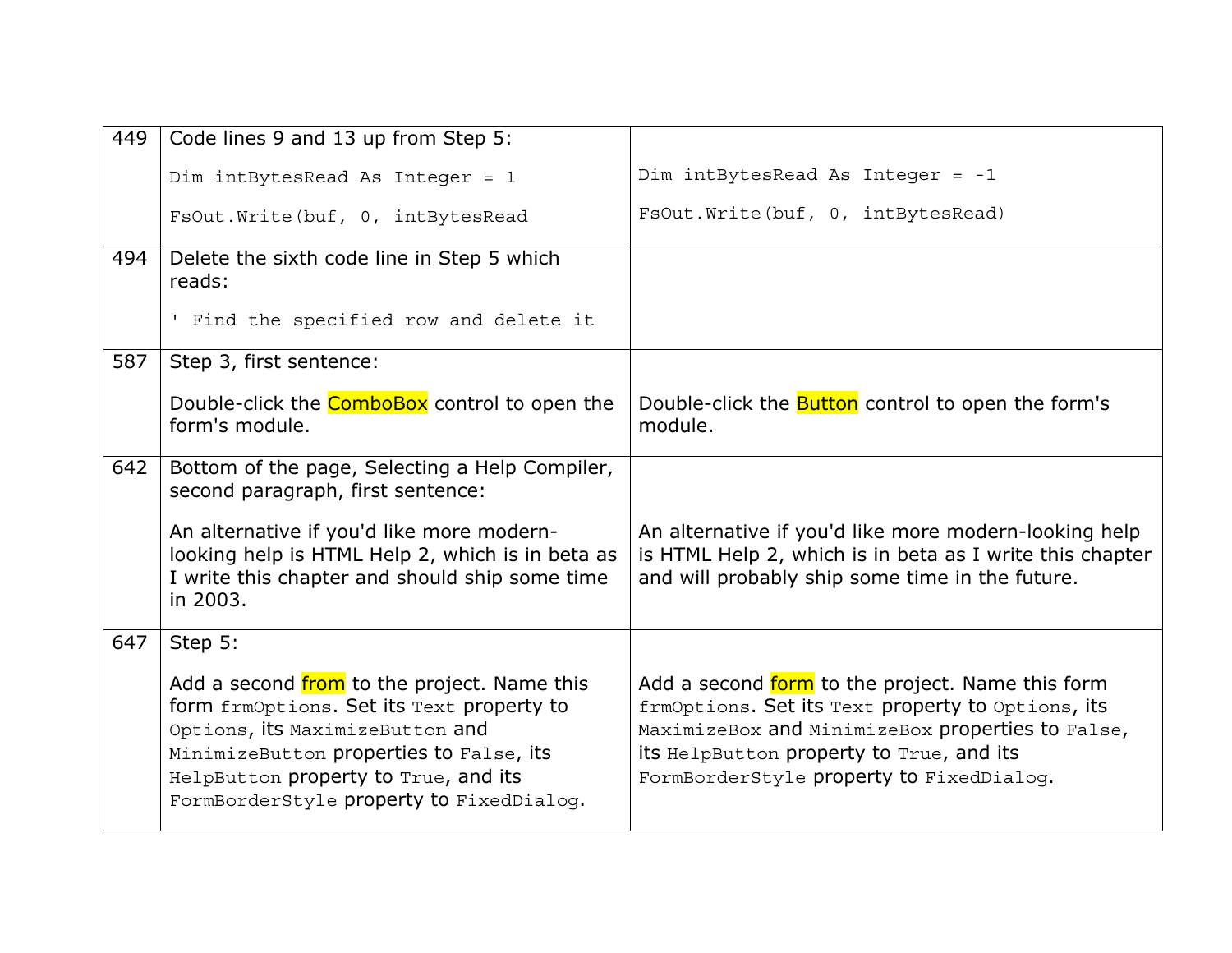| | | |
|---|---|---|
| 449 | Code lines 9 and 13 up from Step 5:<br><br>`Dim intBytesRead As Integer = 1`<br><br>`FsOut.Write(buf, 0, intBytesRead` | `Dim intBytesRead As Integer = -1`<br><br>`FsOut.Write(buf, 0, intBytesRead)` |
| 494 | Delete the sixth code line in Step 5 which reads:<br><br>`' Find the specified row and delete it` | |
| 587 | Step 3, first sentence:<br><br>Double-click the ComboBox control to open the form's module. | Double-click the Button control to open the form's module. |
| 642 | Bottom of the page, Selecting a Help Compiler, second paragraph, first sentence:<br><br>An alternative if you'd like more modern-looking help is HTML Help 2, which is in beta as I write this chapter and should ship some time in 2003. | An alternative if you'd like more modern-looking help is HTML Help 2, which is in beta as I write this chapter and will probably ship some time in the future. |
| 647 | Step 5:<br><br>Add a second from to the project. Name this form `frmOptions`. Set its `Text` property to `Options`, its `MaximizeButton` and `MinimizeButton` properties to `False`, its `HelpButton` property to `True`, and its `FormBorderStyle` property to `FixedDialog`. | Add a second form to the project. Name this form `frmOptions`. Set its `Text` property to `Options`, its `MaximizeBox` and `MinimizeBox` properties to `False`, its `HelpButton` property to `True`, and its `FormBorderStyle` property to `FixedDialog`. |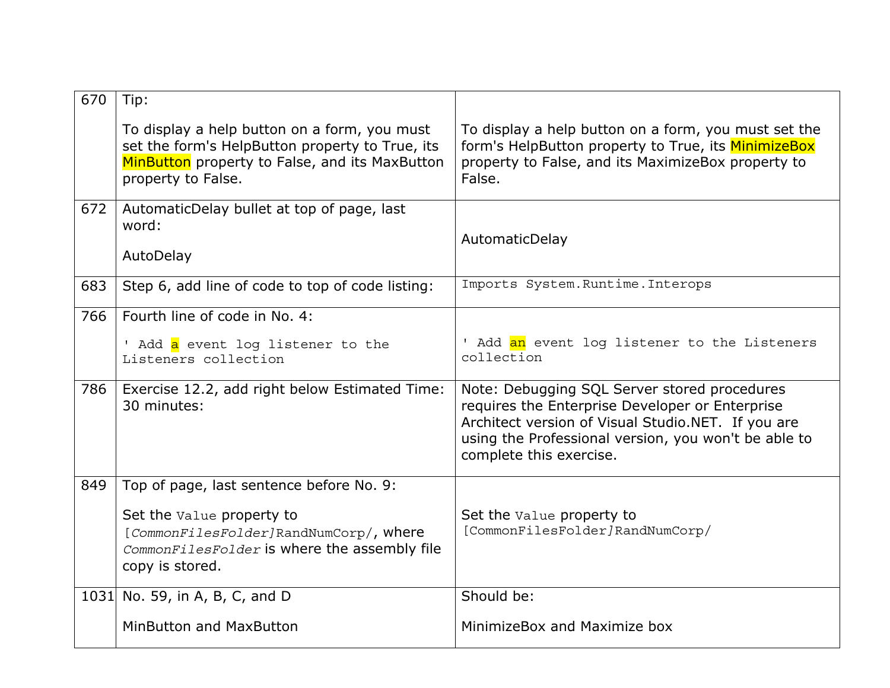| 670 | Tip:<br><br>To display a help button on a form, you must set the form's HelpButton property to True, its MinButton property to False, and its MaxButton property to False. | To display a help button on a form, you must set the form's HelpButton property to True, its MinimizeBox property to False, and its MaximizeBox property to False. |
|---|---|---|
| 672 | AutomaticDelay bullet at top of page, last word:<br><br>AutoDelay | AutomaticDelay |
| 683 | Step 6, add line of code to top of code listing: | `Imports System.Runtime.Interops` |
| 766 | Fourth line of code in No. 4:<br><br>`' Add a event log listener to the Listeners collection` | `' Add an event log listener to the Listeners collection` |
| 786 | Exercise 12.2, add right below Estimated Time: 30 minutes: | Note: Debugging SQL Server stored procedures requires the Enterprise Developer or Enterprise Architect version of Visual Studio.NET. If you are using the Professional version, you won't be able to complete this exercise. |
| 849 | Top of page, last sentence before No. 9:<br><br>Set the `Value` property to `[`*`CommonFilesFolder`*`]RandNumCorp/`, where *`CommonFilesFolder`* is where the assembly file copy is stored. | Set the `Value` property to `[CommonFilesFolder]RandNumCorp/` |
| 1031 | No. 59, in A, B, C, and D<br><br>MinButton and MaxButton | Should be:<br><br>MinimizeBox and Maximize box |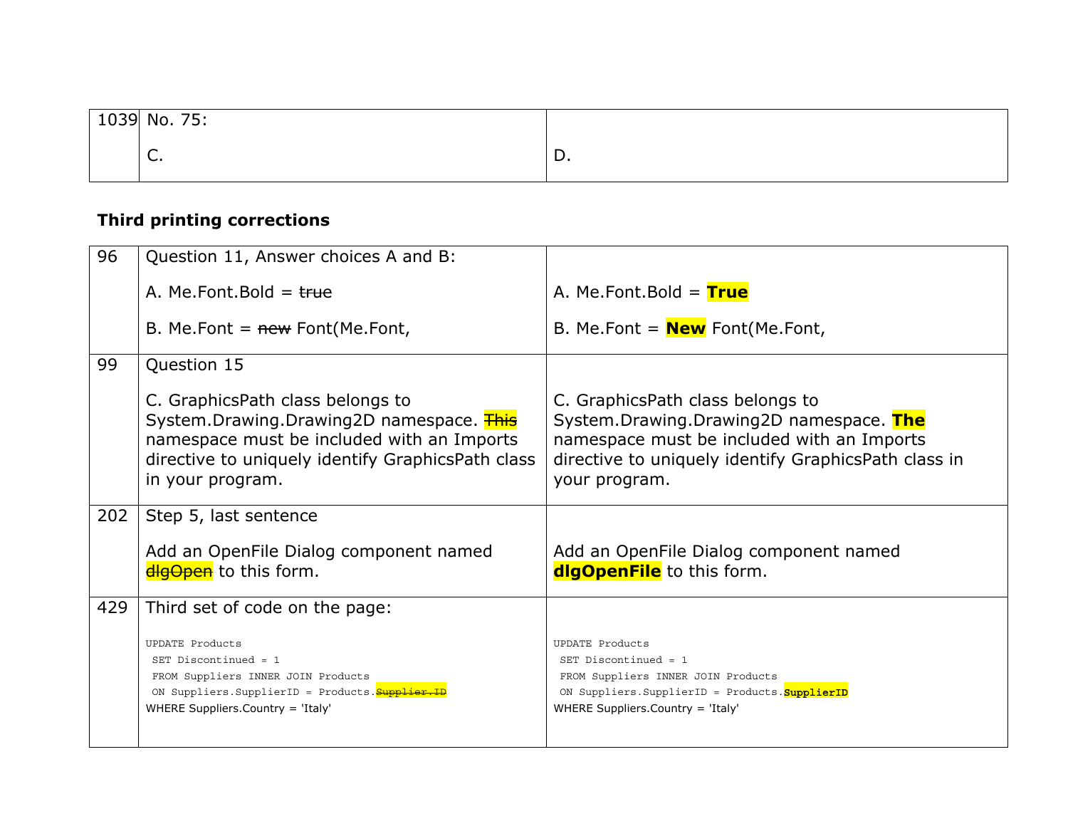| | | |
|---|---|---|
| 1039 | No. 75:<br><br>C. | <br><br>D. |

**Third printing corrections**

| | | |
|---|---|---|
| 96 | Question 11, Answer choices A and B:<br><br>A. Me.Font.Bold = ~~true~~<br><br>B. Me.Font = ~~new~~ Font(Me.Font, | <br><br>A. Me.Font.Bold = **True**<br><br>B. Me.Font = **New** Font(Me.Font, |
| 99 | Question 15<br><br>C. GraphicsPath class belongs to System.Drawing.Drawing2D namespace. ~~This~~ namespace must be included with an Imports directive to uniquely identify GraphicsPath class in your program. | <br><br>C. GraphicsPath class belongs to System.Drawing.Drawing2D namespace. **The** namespace must be included with an Imports directive to uniquely identify GraphicsPath class in your program. |
| 202 | Step 5, last sentence<br><br>Add an OpenFile Dialog component named ~~dlgOpen~~ to this form. | <br><br>Add an OpenFile Dialog component named **dlgOpenFile** to this form. |
| 429 | Third set of code on the page:<br><br>`UPDATE Products`<br>`SET Discontinued = 1`<br>`FROM Suppliers INNER JOIN Products`<br>`ON Suppliers.SupplierID = Products.`~~`Supplier.ID`~~<br>WHERE Suppliers.Country = 'Italy' | <br><br>`UPDATE Products`<br>`SET Discontinued = 1`<br>`FROM Suppliers INNER JOIN Products`<br>`ON Suppliers.SupplierID = Products.`**`SupplierID`**<br>WHERE Suppliers.Country = 'Italy' |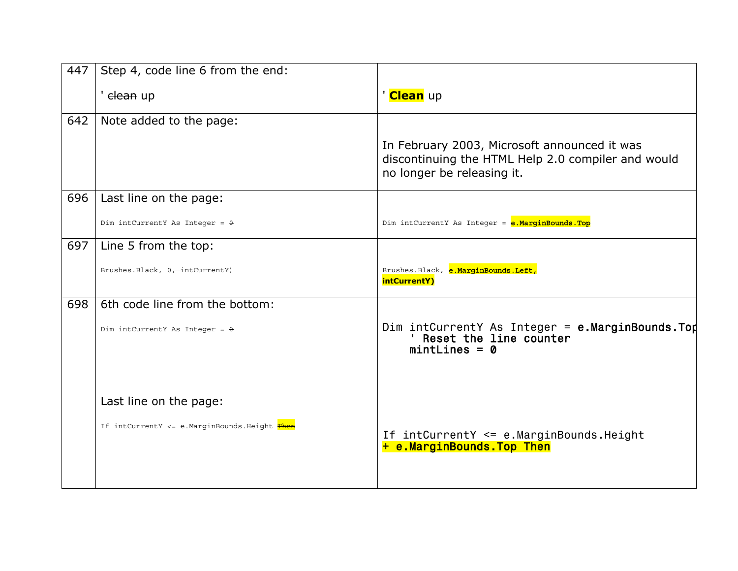| | | |
|---|---|---|
| 447 | Step 4, code line 6 from the end:<br><br>' ~~clean~~ up | ' **Clean** up |
| 642 | Note added to the page: | In February 2003, Microsoft announced it was discontinuing the HTML Help 2.0 compiler and would no longer be releasing it. |
| 696 | Last line on the page:<br><br>`Dim intCurrentY As Integer = ~~0~~` | `Dim intCurrentY As Integer = **e.MarginBounds.Top**` |
| 697 | Line 5 from the top:<br><br>`Brushes.Black, ~~0, intCurrentY~~)` | `Brushes.Black, **e.MarginBounds.Left, intCurrentY)**` |
| 698 | 6th code line from the bottom:<br><br>`Dim intCurrentY As Integer = ~~0~~`<br><br>Last line on the page:<br><br>`If intCurrentY <= e.MarginBounds.Height ~~Then~~` | `Dim intCurrentY As Integer = **e.MarginBounds.Top**`<br>`**' Reset the line counter**`<br>`**mintLines = 0**`<br><br>`If intCurrentY <= e.MarginBounds.Height`<br>`**+ e.MarginBounds.Top Then**` |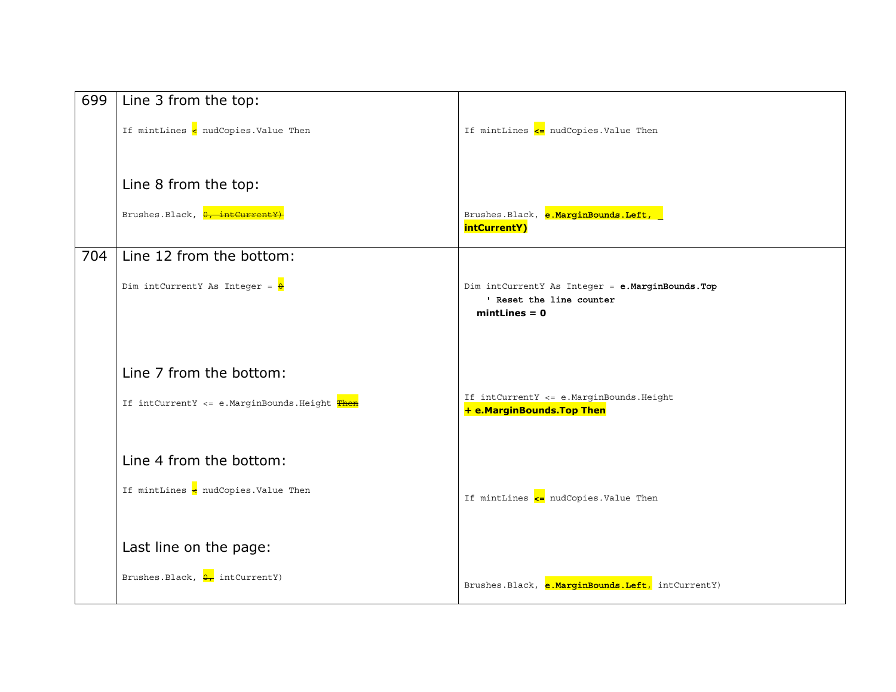| | | |
|---|---|---|
| 699 | Line 3 from the top:<br><br>`If mintLines < nudCopies.Value Then`<br><br>Line 8 from the top:<br><br>`Brushes.Black, ~~0, intCurrentY)~~` | `If mintLines <= nudCopies.Value Then`<br><br>`Brushes.Black, **e.MarginBounds.Left, _ intCurrentY)**` |
| 704 | Line 12 from the bottom:<br><br>`Dim intCurrentY As Integer = ~~0~~`<br><br>Line 7 from the bottom:<br><br>`If intCurrentY <= e.MarginBounds.Height ~~Then~~`<br><br>Line 4 from the bottom:<br><br>`If mintLines < nudCopies.Value Then`<br><br>Last line on the page:<br><br>`Brushes.Black, ~~0,~~ intCurrentY)` | `Dim intCurrentY As Integer = **e.MarginBounds.Top**`<br>`**' Reset the line counter**`<br>`**mintLines = 0**`<br><br>`If intCurrentY <= e.MarginBounds.Height **+ e.MarginBounds.Top Then**`<br><br>`If mintLines <= nudCopies.Value Then`<br><br>`Brushes.Black, **e.MarginBounds.Left**, intCurrentY)` |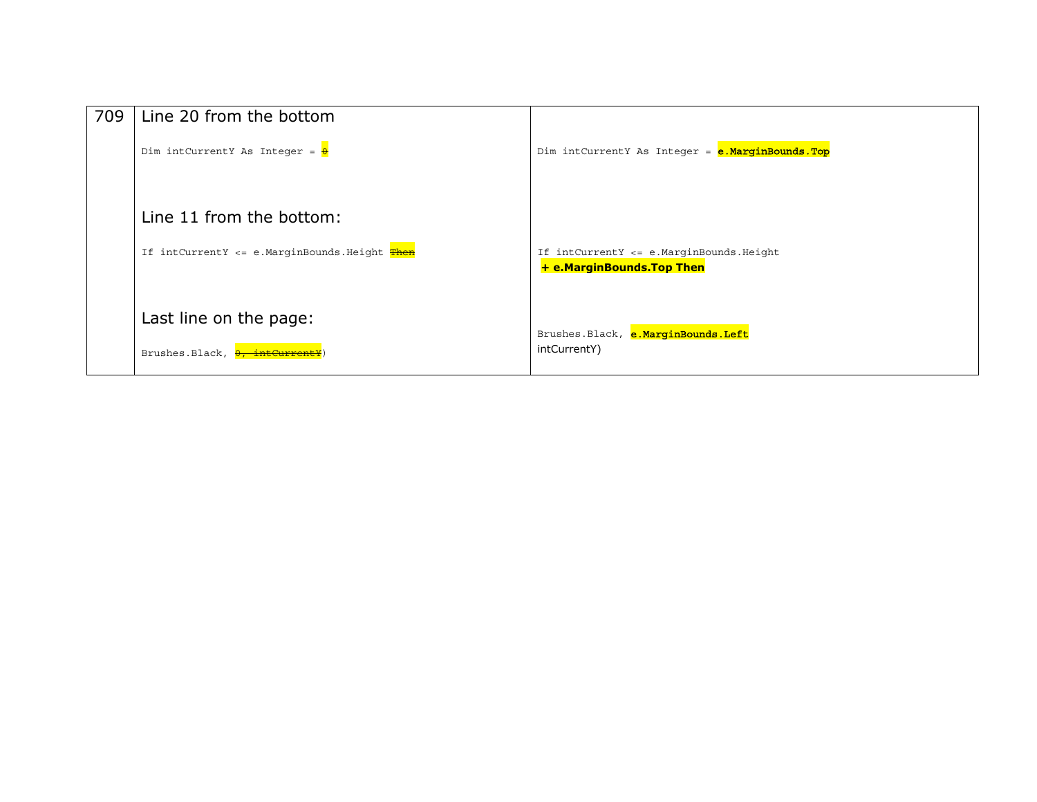| | | |
|---|---|---|
| 709 | Line 20 from the bottom<br><br>`Dim intCurrentY As Integer = ~~0~~`<br><br>Line 11 from the bottom:<br><br>`If intCurrentY <= e.MarginBounds.Height ~~Then~~`<br><br>Last line on the page:<br><br>`Brushes.Black, ~~0, intCurrentY~~)` | `Dim intCurrentY As Integer = `**`e.MarginBounds.Top`**<br><br><br><br>`If intCurrentY <= e.MarginBounds.Height`<br>**+ e.MarginBounds.Top Then**<br><br><br>`Brushes.Black, `**`e.MarginBounds.Left`**<br>intCurrentY) |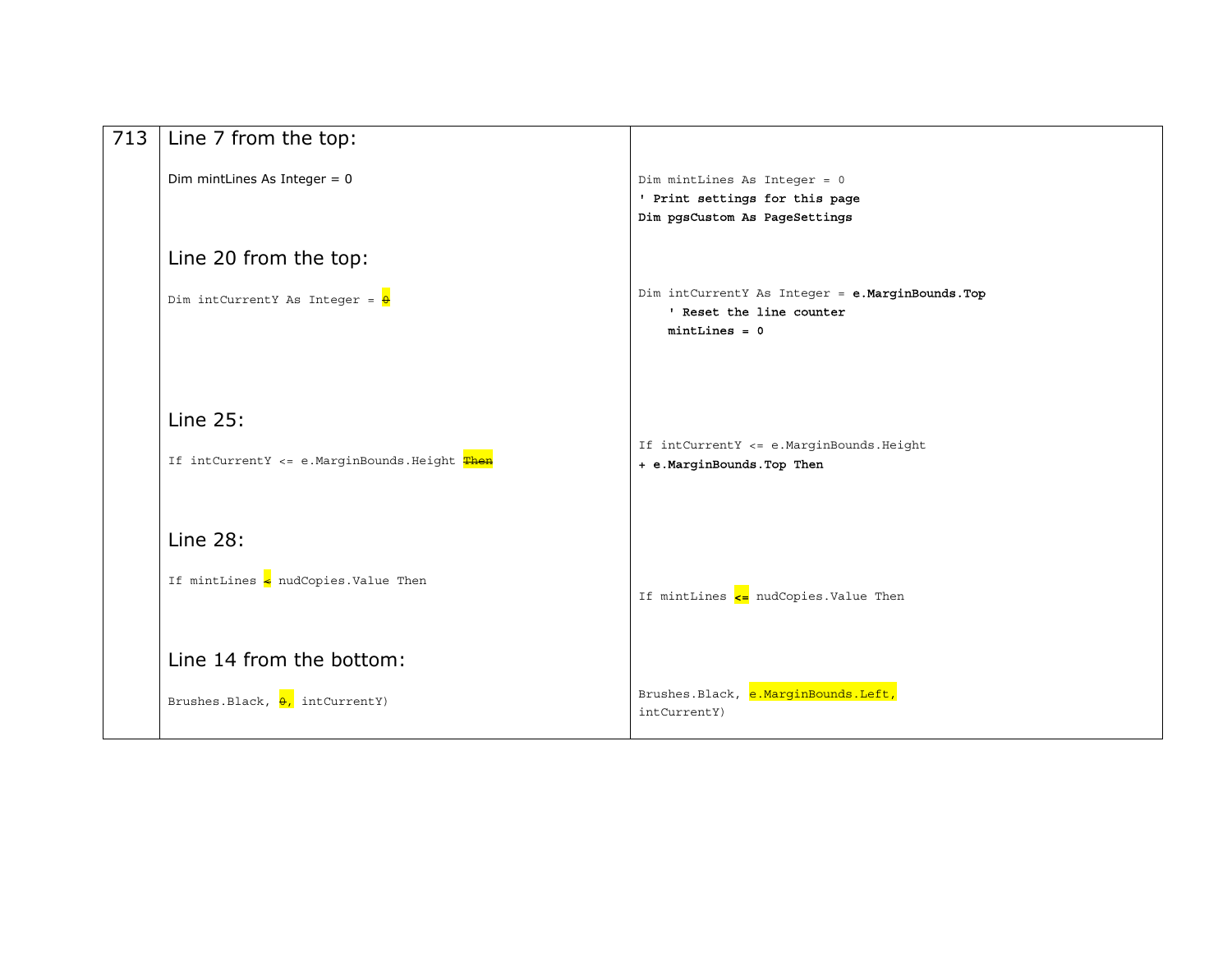| | | |
|---|---|---|
| 713 | Line 7 from the top:<br><br>Dim mintLines As Integer = 0<br><br>Line 20 from the top:<br><br>Dim intCurrentY As Integer = ~~0~~<br><br>Line 25:<br><br>If intCurrentY <= e.MarginBounds.Height ~~Then~~<br><br>Line 28:<br><br>If mintLines ~~<~~ nudCopies.Value Then<br><br>Line 14 from the bottom:<br><br>Brushes.Black, ~~0,~~ intCurrentY) | Dim mintLines As Integer = 0<br>**' Print settings for this page**<br>**Dim pgsCustom As PageSettings**<br><br>Dim intCurrentY As Integer = **e.MarginBounds.Top**<br>    **' Reset the line counter**<br>    **mintLines = 0**<br><br>If intCurrentY <= e.MarginBounds.Height<br>**+ e.MarginBounds.Top Then**<br><br>If mintLines **<=** nudCopies.Value Then<br><br>Brushes.Black, e.MarginBounds.Left,<br>intCurrentY) |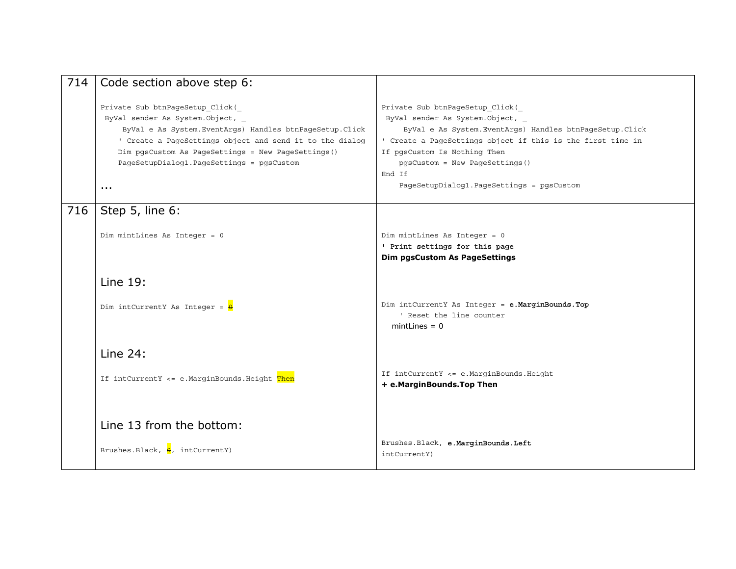| | | |
|---|---|---|
| 714 | Code section above step 6:<br><br>`Private Sub btnPageSetup_Click(_`<br>`ByVal sender As System.Object, _`<br>`ByVal e As System.EventArgs) Handles btnPageSetup.Click`<br>`' Create a PageSettings object and send it to the dialog`<br>`Dim pgsCustom As PageSettings = New PageSettings()`<br>`PageSetupDialog1.PageSettings = pgsCustom`<br><br>... | `Private Sub btnPageSetup_Click(_`<br>`ByVal sender As System.Object, _`<br>`ByVal e As System.EventArgs) Handles btnPageSetup.Click`<br>`' Create a PageSettings object if this is the first time in`<br>`If pgsCustom Is Nothing Then`<br>`pgsCustom = New PageSettings()`<br>`End If`<br>`PageSetupDialog1.PageSettings = pgsCustom` |
| 716 | Step 5, line 6:<br><br>`Dim mintLines As Integer = 0`<br><br>Line 19:<br><br>`Dim intCurrentY As Integer = ~~0~~`<br><br>Line 24:<br><br>`If intCurrentY <= e.MarginBounds.Height ~~Then~~`<br><br>Line 13 from the bottom:<br><br>`Brushes.Black, ~~0~~, intCurrentY)` | `Dim mintLines As Integer = 0`<br>**`' Print settings for this page`**<br>**`Dim pgsCustom As PageSettings`**<br><br>`Dim intCurrentY As Integer =` **`e.MarginBounds.Top`**<br>`' Reset the line counter`<br>`mintLines = 0`<br><br>`If intCurrentY <= e.MarginBounds.Height`<br>**`+ e.MarginBounds.Top Then`**<br><br>`Brushes.Black,` **`e.MarginBounds.Left`**<br>`intCurrentY)` |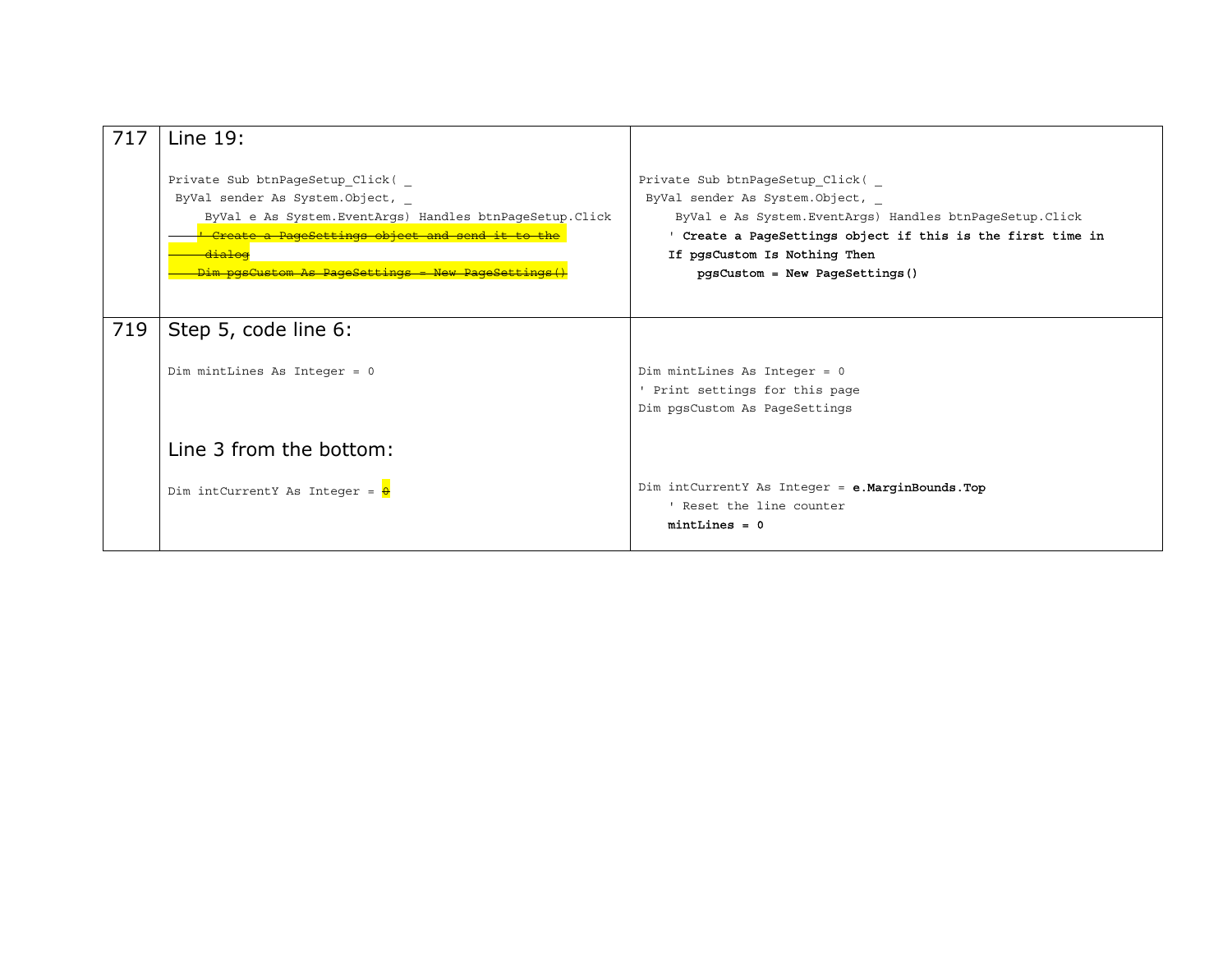| Page | Original | Correction |
| --- | --- | --- |
| 717 | Line 19:<br><br>`Private Sub btnPageSetup_Click( _`<br>` ByVal sender As System.Object, _`<br>`     ByVal e As System.EventArgs) Handles btnPageSetup.Click`<br>~~`    ' Create a PageSettings object and send it to the dialog`~~<br>~~`    Dim pgsCustom As PageSettings = New PageSettings()`~~ | `Private Sub btnPageSetup_Click( _`<br>` ByVal sender As System.Object, _`<br>`     ByVal e As System.EventArgs) Handles btnPageSetup.Click`<br>**`    ' Create a PageSettings object if this is the first time in`**<br>**`    If pgsCustom Is Nothing Then`**<br>**`        pgsCustom = New PageSettings()`** |
| 719 | Step 5, code line 6:<br><br>`Dim mintLines As Integer = 0`<br><br>Line 3 from the bottom:<br><br>`Dim intCurrentY As Integer =` ~~`0`~~ | `Dim mintLines As Integer = 0`<br>`' Print settings for this page`<br>`Dim pgsCustom As PageSettings`<br><br>`Dim intCurrentY As Integer =` **`e.MarginBounds.Top`**<br>`    ' Reset the line counter`<br>**`    mintLines = 0`** |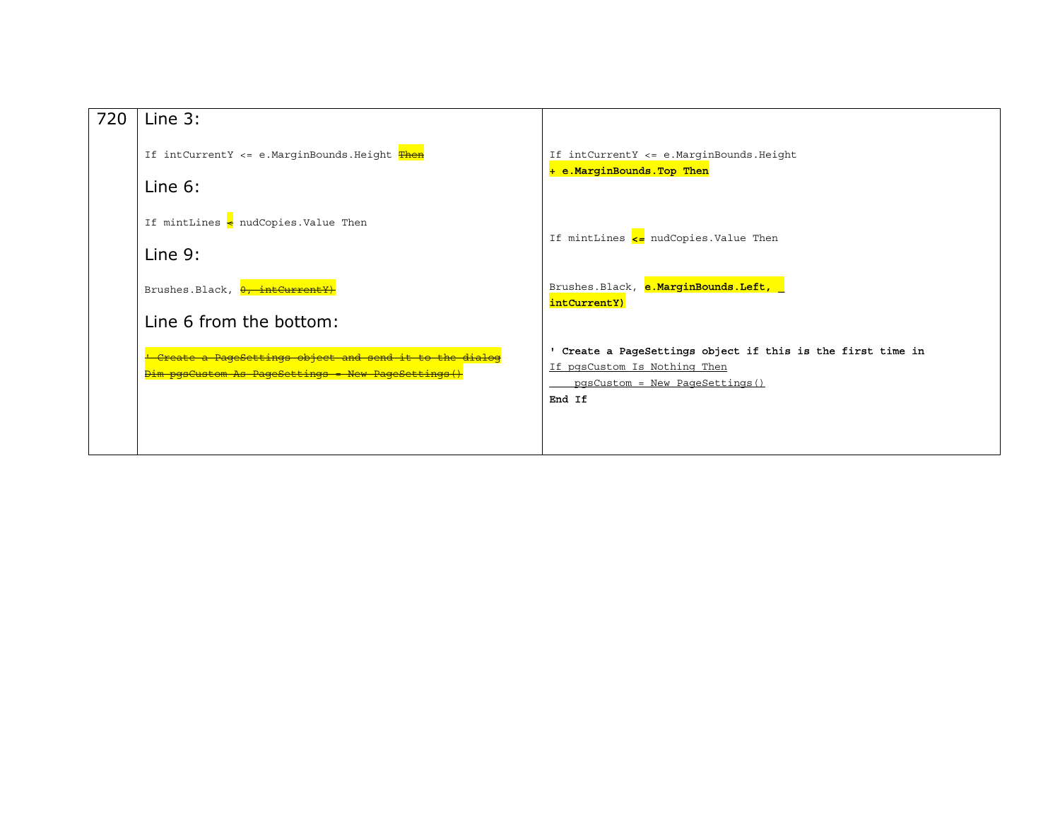| 720 | Line 3: | |
|---|---|---|
| | If intCurrentY <= e.MarginBounds.Height ~~Then~~ | If intCurrentY <= e.MarginBounds.Height **+ e.MarginBounds.Top Then** |
| | Line 6: | |
| | If mintLines ~~<~~ nudCopies.Value Then | If mintLines **<=** nudCopies.Value Then |
| | Line 9: | |
| | Brushes.Black, ~~0, intCurrentY)~~ | Brushes.Black, **e.MarginBounds.Left, _ intCurrentY)** |
| | Line 6 from the bottom: | |
| | ~~' Create a PageSettings object and send it to the dialog~~ ~~Dim pgsCustom As PageSettings = New PageSettings()~~ | **' Create a PageSettings object if this is the first time in** <u>If pgsCustom Is Nothing Then</u> <u>pgsCustom = New PageSettings()</u> **End If** |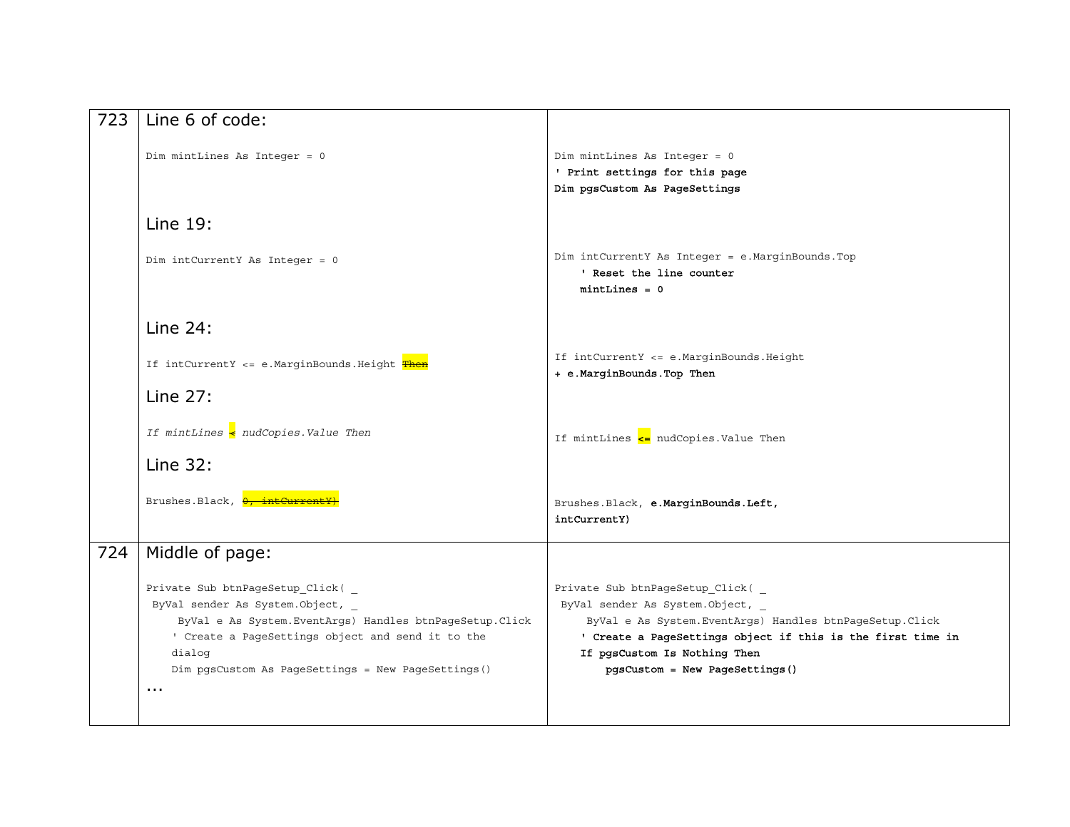| | | |
|---|---|---|
| 723 | Line 6 of code:<br><br>`Dim mintLines As Integer = 0`<br><br>Line 19:<br><br>`Dim intCurrentY As Integer = 0`<br><br>Line 24:<br><br>`If intCurrentY <= e.MarginBounds.Height ~~Then~~`<br><br>Line 27:<br><br>*`If mintLines ~~<~~ nudCopies.Value Then`*<br><br>Line 32:<br><br>`Brushes.Black, ~~0, intCurrentY)~~` | `Dim mintLines As Integer = 0`<br>**`' Print settings for this page`**<br>**`Dim pgsCustom As PageSettings`**<br><br>`Dim intCurrentY As Integer = e.MarginBounds.Top`<br>**`' Reset the line counter`**<br>**`mintLines = 0`**<br><br>`If intCurrentY <= e.MarginBounds.Height`<br>**`+ e.MarginBounds.Top Then`**<br><br>`If mintLines` **`<=`** `nudCopies.Value Then`<br><br>`Brushes.Black,` **`e.MarginBounds.Left,`**<br>**`intCurrentY)`** |
| 724 | Middle of page:<br><br>`Private Sub btnPageSetup_Click( _`<br>`ByVal sender As System.Object, _`<br>`ByVal e As System.EventArgs) Handles btnPageSetup.Click`<br>`' Create a PageSettings object and send it to the dialog`<br>`Dim pgsCustom As PageSettings = New PageSettings()`<br>... | `Private Sub btnPageSetup_Click( _`<br>`ByVal sender As System.Object, _`<br>`ByVal e As System.EventArgs) Handles btnPageSetup.Click`<br>**`' Create a PageSettings object if this is the first time in`**<br>**`If pgsCustom Is Nothing Then`**<br>**`pgsCustom = New PageSettings()`** |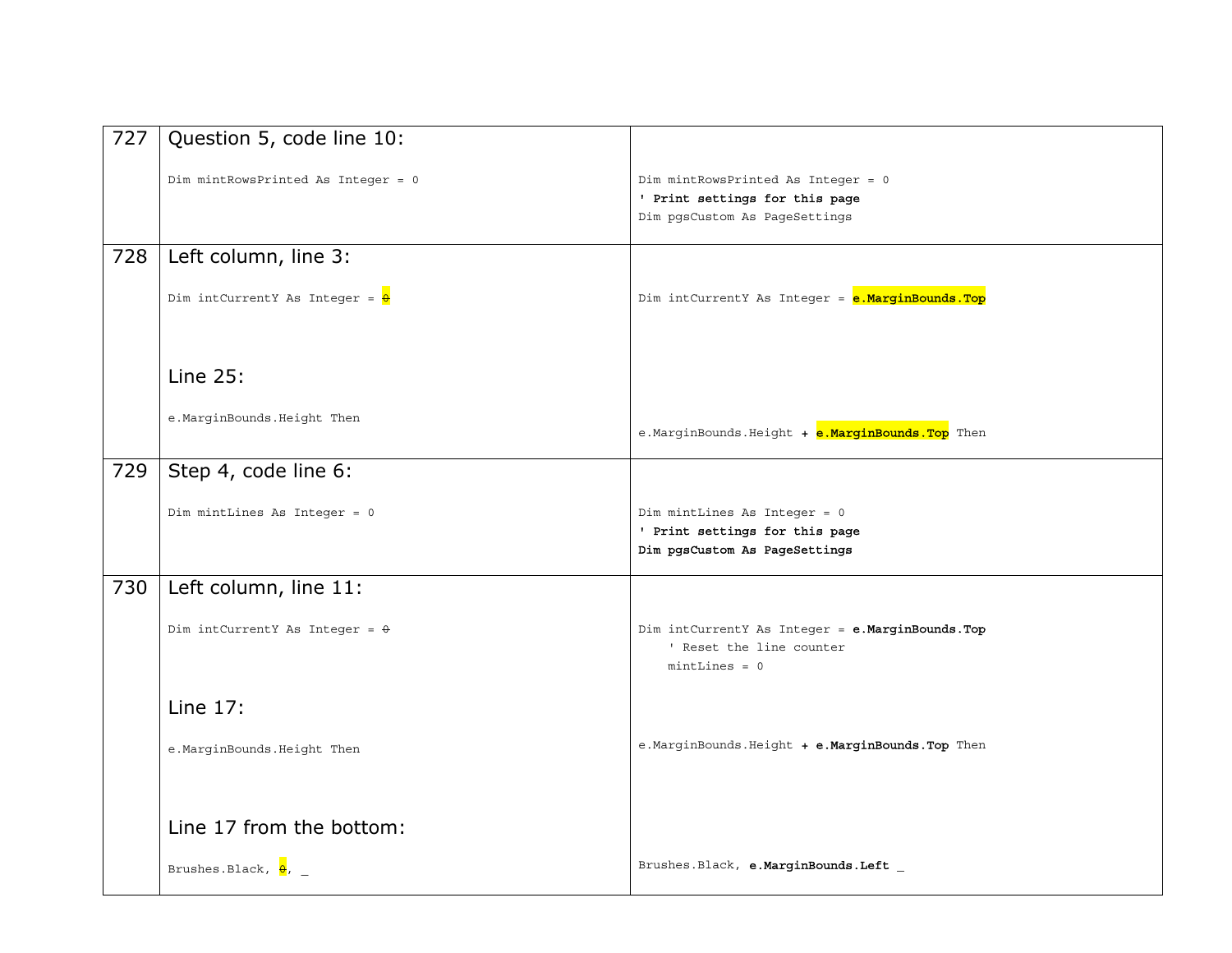| | | |
|---|---|---|
| 727 | Question 5, code line 10:<br><br>`Dim mintRowsPrinted As Integer = 0` | `Dim mintRowsPrinted As Integer = 0`<br>**`' Print settings for this page`**<br>`Dim pgsCustom As PageSettings` |
| 728 | Left column, line 3:<br><br>`Dim intCurrentY As Integer = ~~0~~`<br><br>Line 25:<br><br>`e.MarginBounds.Height Then` | `Dim intCurrentY As Integer =` **`e.MarginBounds.Top`**<br><br>`e.MarginBounds.Height` **`+ e.MarginBounds.Top`** `Then` |
| 729 | Step 4, code line 6:<br><br>`Dim mintLines As Integer = 0` | `Dim mintLines As Integer = 0`<br>**`' Print settings for this page`**<br>**`Dim pgsCustom As PageSettings`** |
| 730 | Left column, line 11:<br><br>`Dim intCurrentY As Integer = ~~0~~`<br><br>Line 17:<br><br>`e.MarginBounds.Height Then`<br><br>Line 17 from the bottom:<br><br>`Brushes.Black, ~~0~~, _` | `Dim intCurrentY As Integer =` **`e.MarginBounds.Top`**<br>`    ' Reset the line counter`<br>`    mintLines = 0`<br><br>`e.MarginBounds.Height` **`+ e.MarginBounds.Top`** `Then`<br><br>`Brushes.Black,` **`e.MarginBounds.Left`** `_` |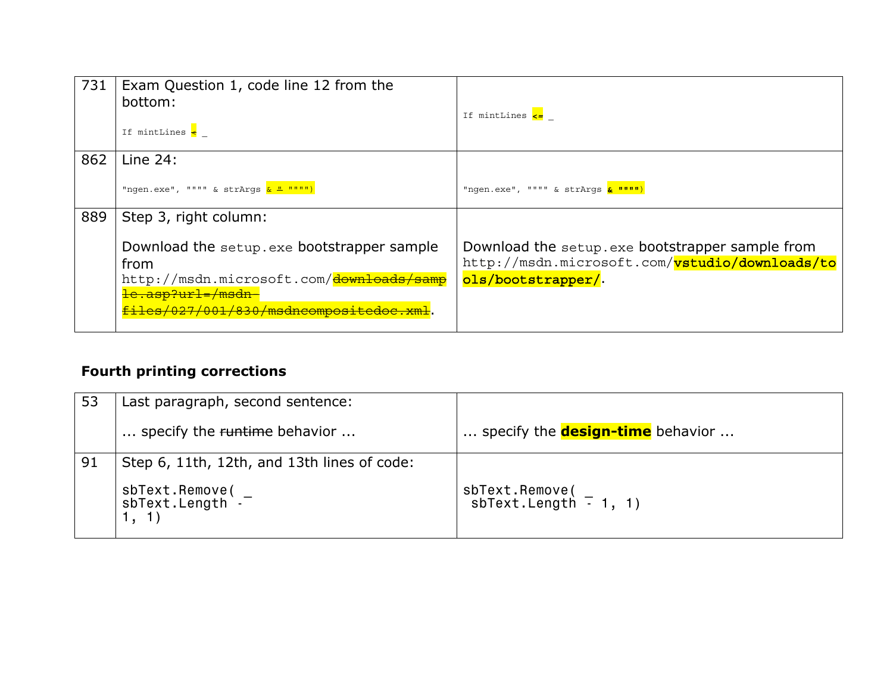| | | |
|---|---|---|
| 731 | Exam Question 1, code line 12 from the bottom:<br><br>`If mintLines ~~<~~ _` | `If mintLines **<=** _` |
| 862 | Line 24:<br><br>`"ngen.exe", """" & strArgs & ~~"~~ """")` | `"ngen.exe", """" & strArgs **& """"**)` |
| 889 | Step 3, right column:<br><br>Download the `setup.exe` bootstrapper sample from `http://msdn.microsoft.com/~~downloads/sample.asp?url=/msdn-files/027/001/830/msdncompositedoc.xml~~`. | Download the `setup.exe` bootstrapper sample from `http://msdn.microsoft.com/`**`vstudio/downloads/tools/bootstrapper/`**. |

**Fourth printing corrections**

| | | |
|---|---|---|
| 53 | Last paragraph, second sentence:<br><br>... specify the ~~runtime~~ behavior ... | ... specify the **design-time** behavior ... |
| 91 | Step 6, 11th, 12th, and 13th lines of code:<br><br>`sbText.Remove( _`<br>`sbText.Length -`<br>`1, 1)` | `sbText.Remove( _`<br>` sbText.Length - 1, 1)` |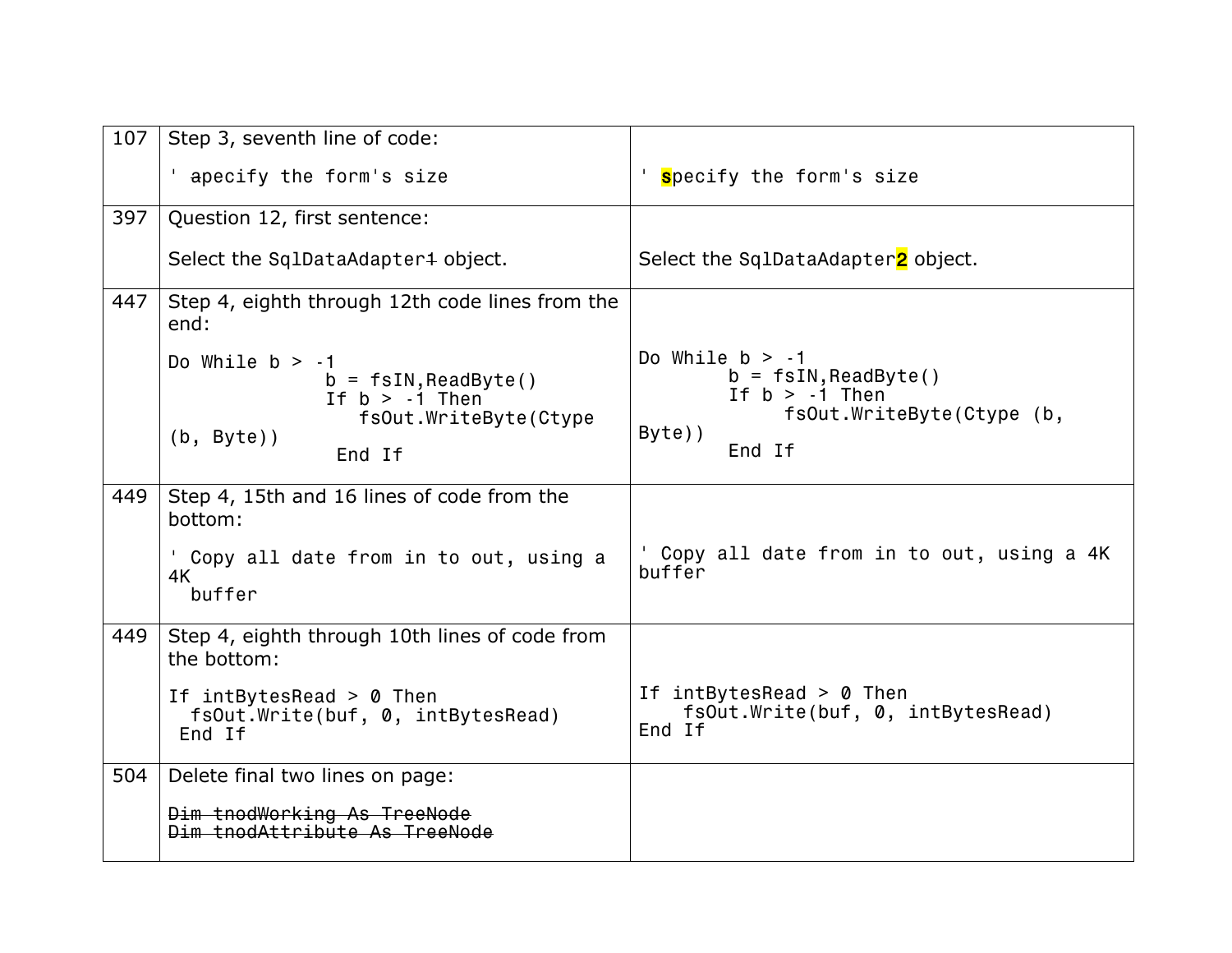| | | |
|---|---|---|
| 107 | Step 3, seventh line of code:<br><br>`' ~~a~~pecify the form's size` | `' **s**pecify the form's size` |
| 397 | Question 12, first sentence:<br><br>Select the `SqlDataAdapter~~1~~` object. | Select the `SqlDataAdapter`**2** object. |
| 447 | Step 4, eighth through 12th code lines from the end:<br><br>`Do While b > -1`<br>`b = fsIN,ReadByte()`<br>`If b > -1 Then`<br>`fsOut.WriteByte(Ctype`<br>`(b, Byte))`<br>`End If` | `Do While b > -1`<br>`    b = fsIN,ReadByte()`<br>`    If b > -1 Then`<br>`        fsOut.WriteByte(Ctype (b,`<br>`Byte))`<br>`    End If` |
| 449 | Step 4, 15th and 16 lines of code from the bottom:<br><br>`' Copy all date from in to out, using a`<br>`4K`<br>`buffer` | `' Copy all date from in to out, using a 4K`<br>`buffer` |
| 449 | Step 4, eighth through 10th lines of code from the bottom:<br><br>`If intBytesRead > 0 Then`<br>`fsOut.Write(buf, 0, intBytesRead)`<br>`End If` | `If intBytesRead > 0 Then`<br>`    fsOut.Write(buf, 0, intBytesRead)`<br>`End If` |
| 504 | Delete final two lines on page:<br><br>~~`Dim tnodWorking As TreeNode`~~<br>~~`Dim tnodAttribute As TreeNode`~~ | |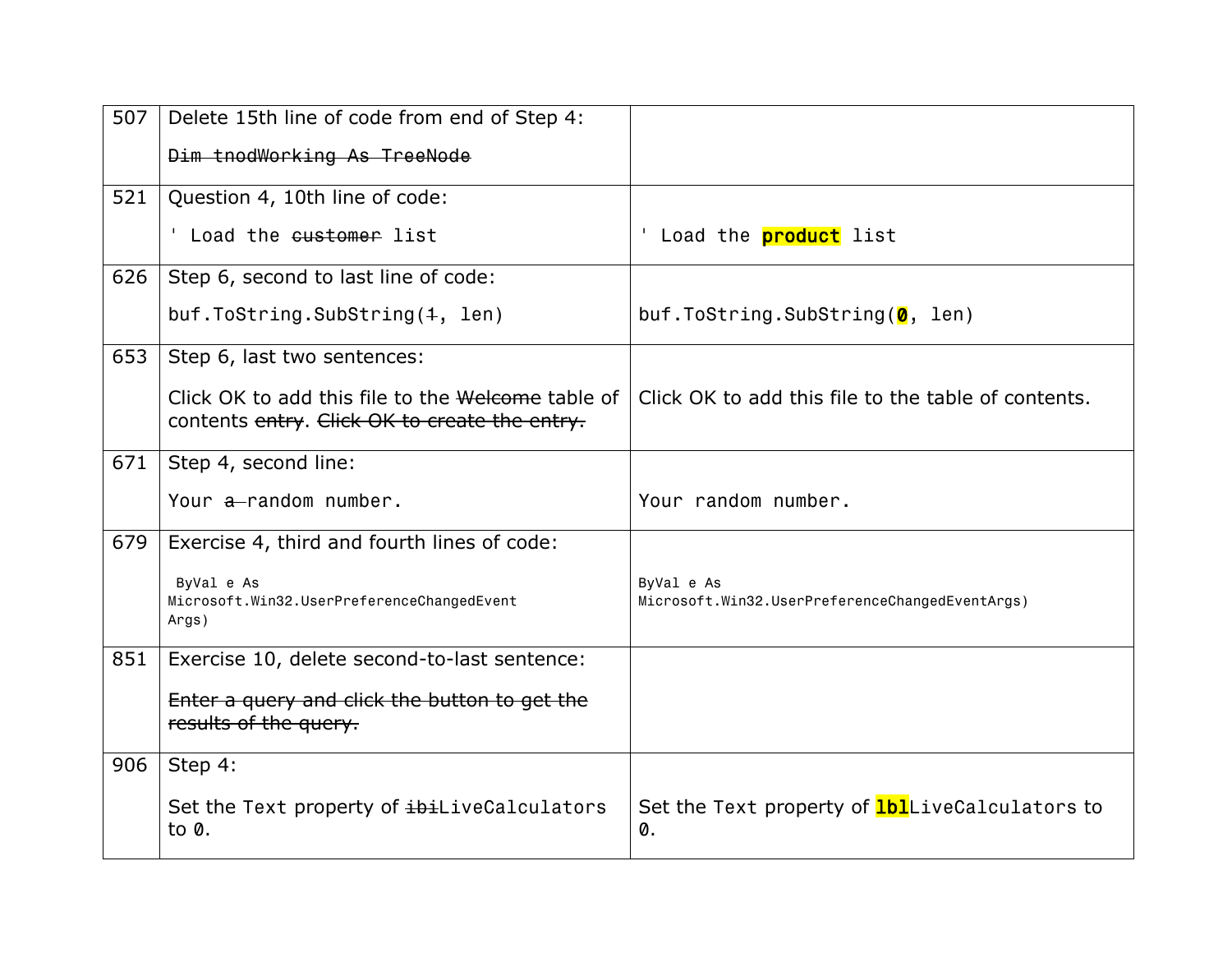| | | |
|---|---|---|
| 507 | Delete 15th line of code from end of Step 4:<br><br>~~`Dim tnodWorking As TreeNode`~~ | |
| 521 | Question 4, 10th line of code:<br><br>`' Load the` ~~`customer`~~ `list` | `' Load the` **`product`** `list` |
| 626 | Step 6, second to last line of code:<br><br>`buf.ToString.SubString(`~~`1`~~`, len)` | `buf.ToString.SubString(`**`0`**`, len)` |
| 653 | Step 6, last two sentences:<br><br>Click OK to add this file to the ~~Welcome~~ table of contents ~~entry~~. ~~Click OK to create the entry.~~ | Click OK to add this file to the table of contents. |
| 671 | Step 4, second line:<br><br>`Your` ~~`a`~~ `random number.` | `Your random number.` |
| 679 | Exercise 4, third and fourth lines of code:<br><br>`ByVal e As Microsoft.Win32.UserPreferenceChangedEvent Args)` | `ByVal e As Microsoft.Win32.UserPreferenceChangedEventArgs)` |
| 851 | Exercise 10, delete second-to-last sentence:<br><br>~~Enter a query and click the button to get the results of the query.~~ | |
| 906 | Step 4:<br><br>Set the `Text` property of ~~`ibi`~~`LiveCalculators` to `0`. | Set the `Text` property of **`lbl`**`LiveCalculators` to `0`. |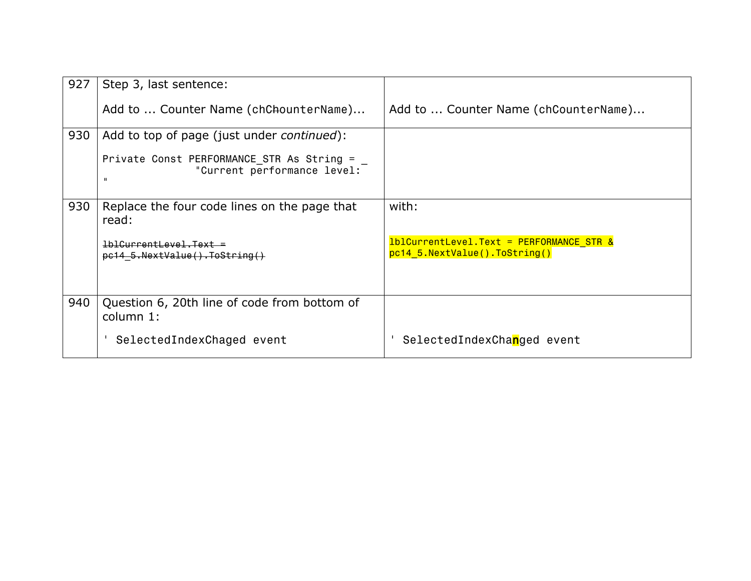| | | |
|---|---|---|
| 927 | Step 3, last sentence:<br><br>Add to … Counter Name (`chC~~h~~ounterName`)… | Add to … Counter Name (`chCounterName`)… |
| 930 | Add to top of page (just under *continued*):<br><br>`Private Const PERFORMANCE_STR As String = _`<br>`"Current performance level: "` | |
| 930 | Replace the four code lines on the page that read:<br><br>~~`lblCurrentLevel.Text = pc14_5.NextValue().ToString()`~~ | with:<br><br>`lblCurrentLevel.Text = PERFORMANCE_STR & pc14_5.NextValue().ToString()` |
| 940 | Question 6, 20th line of code from bottom of column 1:<br><br>`' SelectedIndexChaged event` | `' SelectedIndexChanged event` |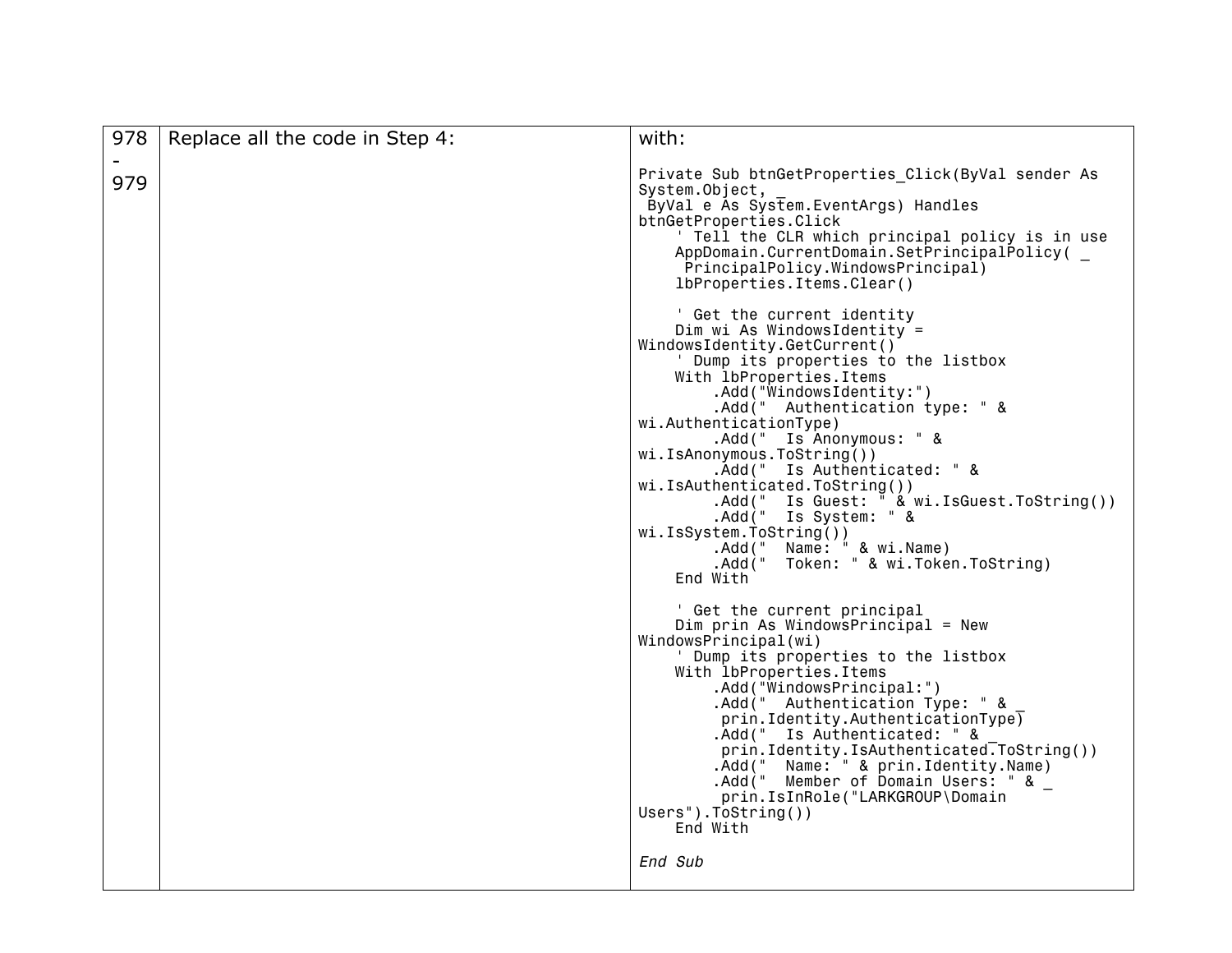| | | |
|---|---|---|
| 978 - 979 | Replace all the code in Step 4: | with:<br><br>`Private Sub btnGetProperties_Click(ByVal sender As System.Object, _`<br>` ByVal e As System.EventArgs) Handles btnGetProperties.Click`<br>`    ' Tell the CLR which principal policy is in use`<br>`    AppDomain.CurrentDomain.SetPrincipalPolicy( _`<br>`     PrincipalPolicy.WindowsPrincipal)`<br>`    lbProperties.Items.Clear()`<br><br>`    ' Get the current identity`<br>`    Dim wi As WindowsIdentity = WindowsIdentity.GetCurrent()`<br>`    ' Dump its properties to the listbox`<br>`    With lbProperties.Items`<br>`        .Add("WindowsIdentity:")`<br>`        .Add("  Authentication type: " & wi.AuthenticationType)`<br>`        .Add("  Is Anonymous: " & wi.IsAnonymous.ToString())`<br>`        .Add("  Is Authenticated: " & wi.IsAuthenticated.ToString())`<br>`        .Add("  Is Guest: " & wi.IsGuest.ToString())`<br>`        .Add("  Is System: " & wi.IsSystem.ToString())`<br>`        .Add("  Name: " & wi.Name)`<br>`        .Add("  Token: " & wi.Token.ToString)`<br>`    End With`<br><br>`    ' Get the current principal`<br>`    Dim prin As WindowsPrincipal = New WindowsPrincipal(wi)`<br>`    ' Dump its properties to the listbox`<br>`    With lbProperties.Items`<br>`        .Add("WindowsPrincipal:")`<br>`        .Add("  Authentication Type: " & _`<br>`         prin.Identity.AuthenticationType)`<br>`        .Add("  Is Authenticated: " & _`<br>`         prin.Identity.IsAuthenticated.ToString())`<br>`        .Add("  Name: " & prin.Identity.Name)`<br>`        .Add("  Member of Domain Users: " & _`<br>`         prin.IsInRole("LARKGROUP\Domain Users").ToString())`<br>`    End With`<br><br>*`End Sub`* |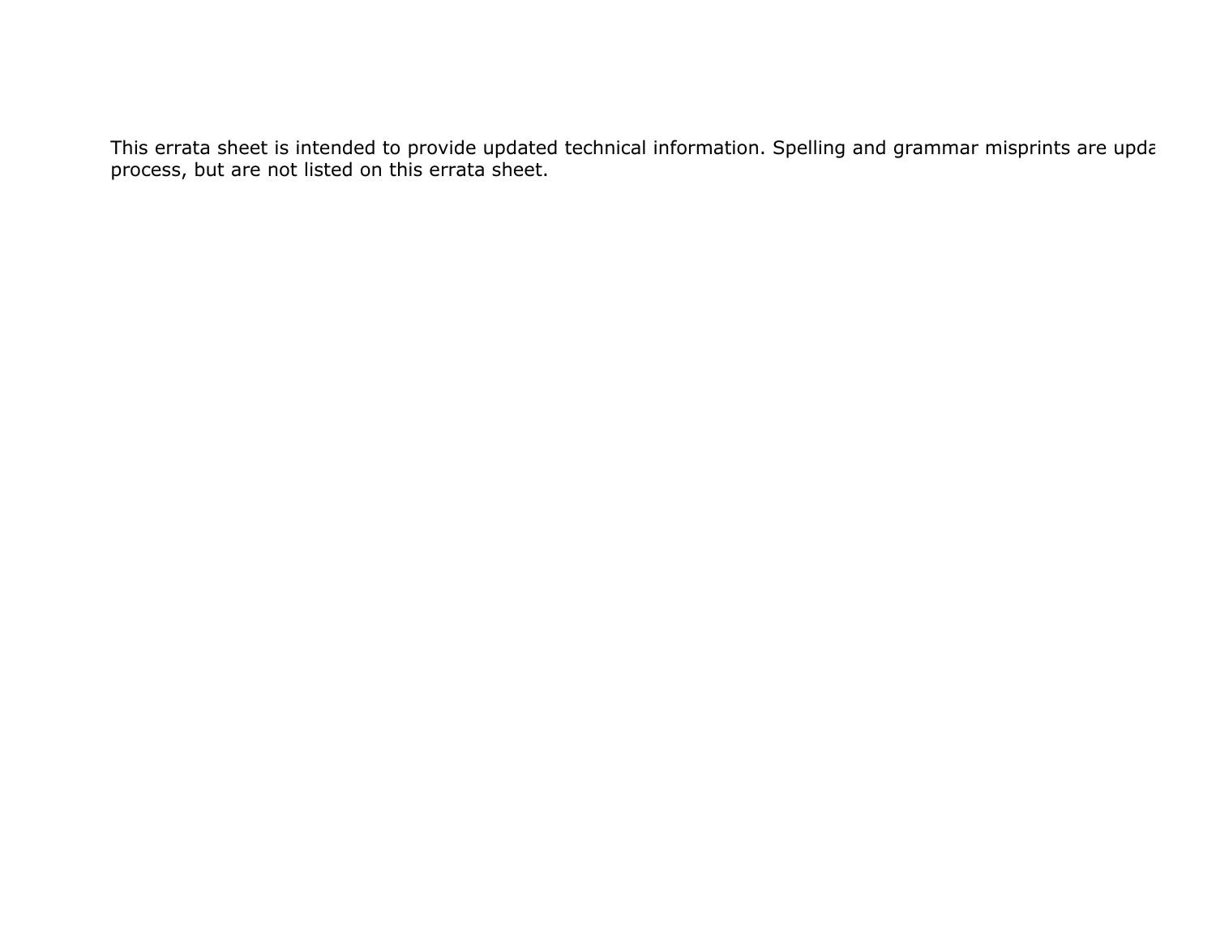This errata sheet is intended to provide updated technical information. Spelling and grammar misprints are upda
process, but are not listed on this errata sheet.